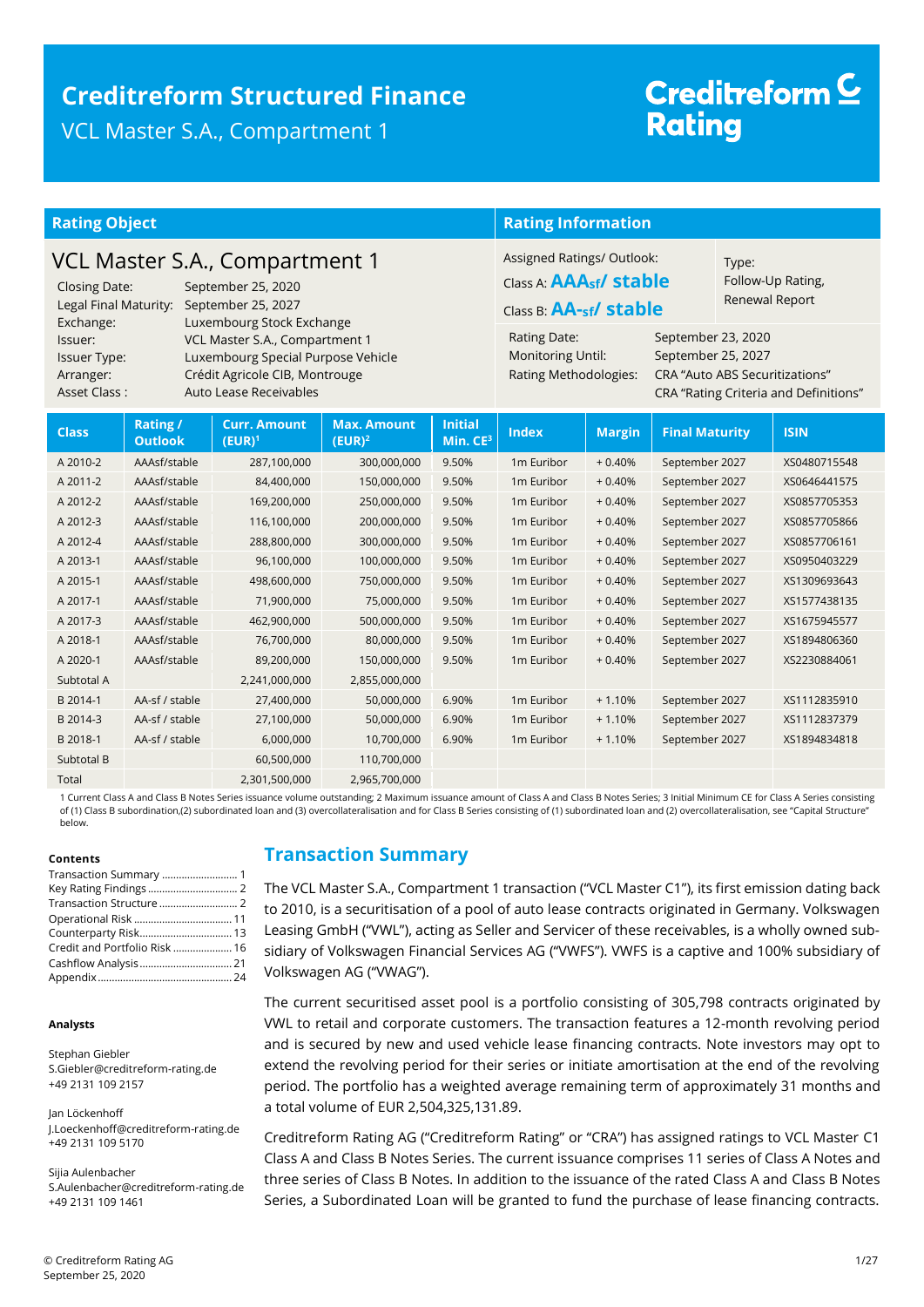# Creditreform Structured Finance

VCL Master S.A., Compartment 1

Creditreform Rating

## Rating Object

### VCL Master S.A., Compartment 1

| | |
|---|---|
| Closing Date: | September 25, 2020 |
| Legal Final Maturity: | September 25, 2027 |
| Exchange: | Luxembourg Stock Exchange |
| Issuer: | VCL Master S.A., Compartment 1 |
| Issuer Type: | Luxembourg Special Purpose Vehicle |
| Arranger: | Crédit Agricole CIB, Montrouge |
| Asset Class : | Auto Lease Receivables |

## Rating Information

Assigned Ratings/ Outlook:

Class A: **AAAsf/ stable**

Class B: **AA-sf/ stable**

Type: Follow-Up Rating, Renewal Report

| | |
|---|---|
| Rating Date: | September 23, 2020 |
| Monitoring Until: | September 25, 2027 |
| Rating Methodologies: | CRA "Auto ABS Securitizations" CRA "Rating Criteria and Definitions" |

| Class | Rating / Outlook | Curr. Amount (EUR)[1] | Max. Amount (EUR)[2] | Initial Min. CE[3] | Index | Margin | Final Maturity | ISIN |
|---|---|---|---|---|---|---|---|---|
| A 2010-2 | AAAsf/stable | 287,100,000 | 300,000,000 | 9.50% | 1m Euribor | + 0.40% | September 2027 | XS0480715548 |
| A 2011-2 | AAAsf/stable | 84,400,000 | 150,000,000 | 9.50% | 1m Euribor | + 0.40% | September 2027 | XS0646441575 |
| A 2012-2 | AAAsf/stable | 169,200,000 | 250,000,000 | 9.50% | 1m Euribor | + 0.40% | September 2027 | XS0857705353 |
| A 2012-3 | AAAsf/stable | 116,100,000 | 200,000,000 | 9.50% | 1m Euribor | + 0.40% | September 2027 | XS0857705866 |
| A 2012-4 | AAAsf/stable | 288,800,000 | 300,000,000 | 9.50% | 1m Euribor | + 0.40% | September 2027 | XS0857706161 |
| A 2013-1 | AAAsf/stable | 96,100,000 | 100,000,000 | 9.50% | 1m Euribor | + 0.40% | September 2027 | XS0950403229 |
| A 2015-1 | AAAsf/stable | 498,600,000 | 750,000,000 | 9.50% | 1m Euribor | + 0.40% | September 2027 | XS1309693643 |
| A 2017-1 | AAAsf/stable | 71,900,000 | 75,000,000 | 9.50% | 1m Euribor | + 0.40% | September 2027 | XS1577438135 |
| A 2017-3 | AAAsf/stable | 462,900,000 | 500,000,000 | 9.50% | 1m Euribor | + 0.40% | September 2027 | XS1675945577 |
| A 2018-1 | AAAsf/stable | 76,700,000 | 80,000,000 | 9.50% | 1m Euribor | + 0.40% | September 2027 | XS1894806360 |
| A 2020-1 | AAAsf/stable | 89,200,000 | 150,000,000 | 9.50% | 1m Euribor | + 0.40% | September 2027 | XS2230884061 |
| Subtotal A | | 2,241,000,000 | 2,855,000,000 | | | | | |
| B 2014-1 | AA-sf / stable | 27,400,000 | 50,000,000 | 6.90% | 1m Euribor | + 1.10% | September 2027 | XS1112835910 |
| B 2014-3 | AA-sf / stable | 27,100,000 | 50,000,000 | 6.90% | 1m Euribor | + 1.10% | September 2027 | XS1112837379 |
| B 2018-1 | AA-sf / stable | 6,000,000 | 10,700,000 | 6.90% | 1m Euribor | + 1.10% | September 2027 | XS1894834818 |
| Subtotal B | | 60,500,000 | 110,700,000 | | | | | |
| Total | | 2,301,500,000 | 2,965,700,000 | | | | | |

1 Current Class A and Class B Notes Series issuance volume outstanding; 2 Maximum issuance amount of Class A and Class B Notes Series; 3 Initial Minimum CE for Class A Series consisting of (1) Class B subordination,(2) subordinated loan and (3) overcollateralisation and for Class B Series consisting of (1) subordinated loan and (2) overcollateralisation, see "Capital Structure" below.

**Contents**

- Transaction Summary ........................... 1
- Key Rating Findings ................................ 2
- Transaction Structure ............................ 2
- Operational Risk ................................... 11
- Counterparty Risk.................................. 13
- Credit and Portfolio Risk ..................... 16
- Cashflow Analysis ................................. 21
- Appendix ................................................ 24

**Analysts**

Stephan Giebler
S.Giebler@creditreform-rating.de
+49 2131 109 2157

Jan Löckenhoff
J.Loeckenhoff@creditreform-rating.de
+49 2131 109 5170

Sijia Aulenbacher
S.Aulenbacher@creditreform-rating.de
+49 2131 109 1461

## Transaction Summary

The VCL Master S.A., Compartment 1 transaction ("VCL Master C1"), its first emission dating back to 2010, is a securitisation of a pool of auto lease contracts originated in Germany. Volkswagen Leasing GmbH ("VWL"), acting as Seller and Servicer of these receivables, is a wholly owned subsidiary of Volkswagen Financial Services AG ("VWFS"). VWFS is a captive and 100% subsidiary of Volkswagen AG ("VWAG").

The current securitised asset pool is a portfolio consisting of 305,798 contracts originated by VWL to retail and corporate customers. The transaction features a 12-month revolving period and is secured by new and used vehicle lease financing contracts. Note investors may opt to extend the revolving period for their series or initiate amortisation at the end of the revolving period. The portfolio has a weighted average remaining term of approximately 31 months and a total volume of EUR 2,504,325,131.89.

Creditreform Rating AG ("Creditreform Rating" or "CRA") has assigned ratings to VCL Master C1 Class A and Class B Notes Series. The current issuance comprises 11 series of Class A Notes and three series of Class B Notes. In addition to the issuance of the rated Class A and Class B Notes Series, a Subordinated Loan will be granted to fund the purchase of lease financing contracts.

© Creditreform Rating AG
September 25, 2020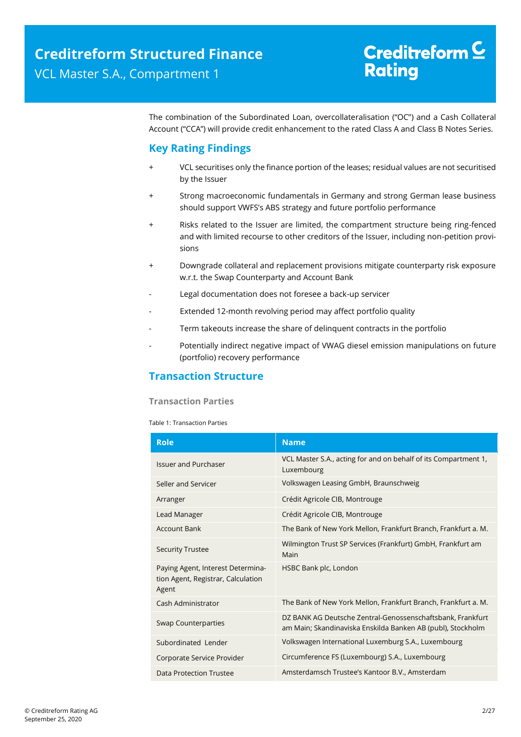The combination of the Subordinated Loan, overcollateralisation ("OC") and a Cash Collateral Account ("CCA") will provide credit enhancement to the rated Class A and Class B Notes Series.

## Key Rating Findings

+ VCL securitises only the finance portion of the leases; residual values are not securitised by the Issuer
+ Strong macroeconomic fundamentals in Germany and strong German lease business should support VWFS's ABS strategy and future portfolio performance
+ Risks related to the Issuer are limited, the compartment structure being ring-fenced and with limited recourse to other creditors of the Issuer, including non-petition provisions
+ Downgrade collateral and replacement provisions mitigate counterparty risk exposure w.r.t. the Swap Counterparty and Account Bank
- Legal documentation does not foresee a back-up servicer
- Extended 12-month revolving period may affect portfolio quality
- Term takeouts increase the share of delinquent contracts in the portfolio
- Potentially indirect negative impact of VWAG diesel emission manipulations on future (portfolio) recovery performance

## Transaction Structure

### Transaction Parties

Table 1: Transaction Parties

| Role | Name |
|---|---|
| Issuer and Purchaser | VCL Master S.A., acting for and on behalf of its Compartment 1, Luxembourg |
| Seller and Servicer | Volkswagen Leasing GmbH, Braunschweig |
| Arranger | Crédit Agricole CIB, Montrouge |
| Lead Manager | Crédit Agricole CIB, Montrouge |
| Account Bank | The Bank of New York Mellon, Frankfurt Branch, Frankfurt a. M. |
| Security Trustee | Wilmington Trust SP Services (Frankfurt) GmbH, Frankfurt am Main |
| Paying Agent, Interest Determination Agent, Registrar, Calculation Agent | HSBC Bank plc, London |
| Cash Administrator | The Bank of New York Mellon, Frankfurt Branch, Frankfurt a. M. |
| Swap Counterparties | DZ BANK AG Deutsche Zentral-Genossenschaftsbank, Frankfurt am Main; Skandinaviska Enskilda Banken AB (publ), Stockholm |
| Subordinated Lender | Volkswagen International Luxemburg S.A., Luxembourg |
| Corporate Service Provider | Circumference FS (Luxembourg) S.A., Luxembourg |
| Data Protection Trustee | Amsterdamsch Trustee's Kantoor B.V., Amsterdam |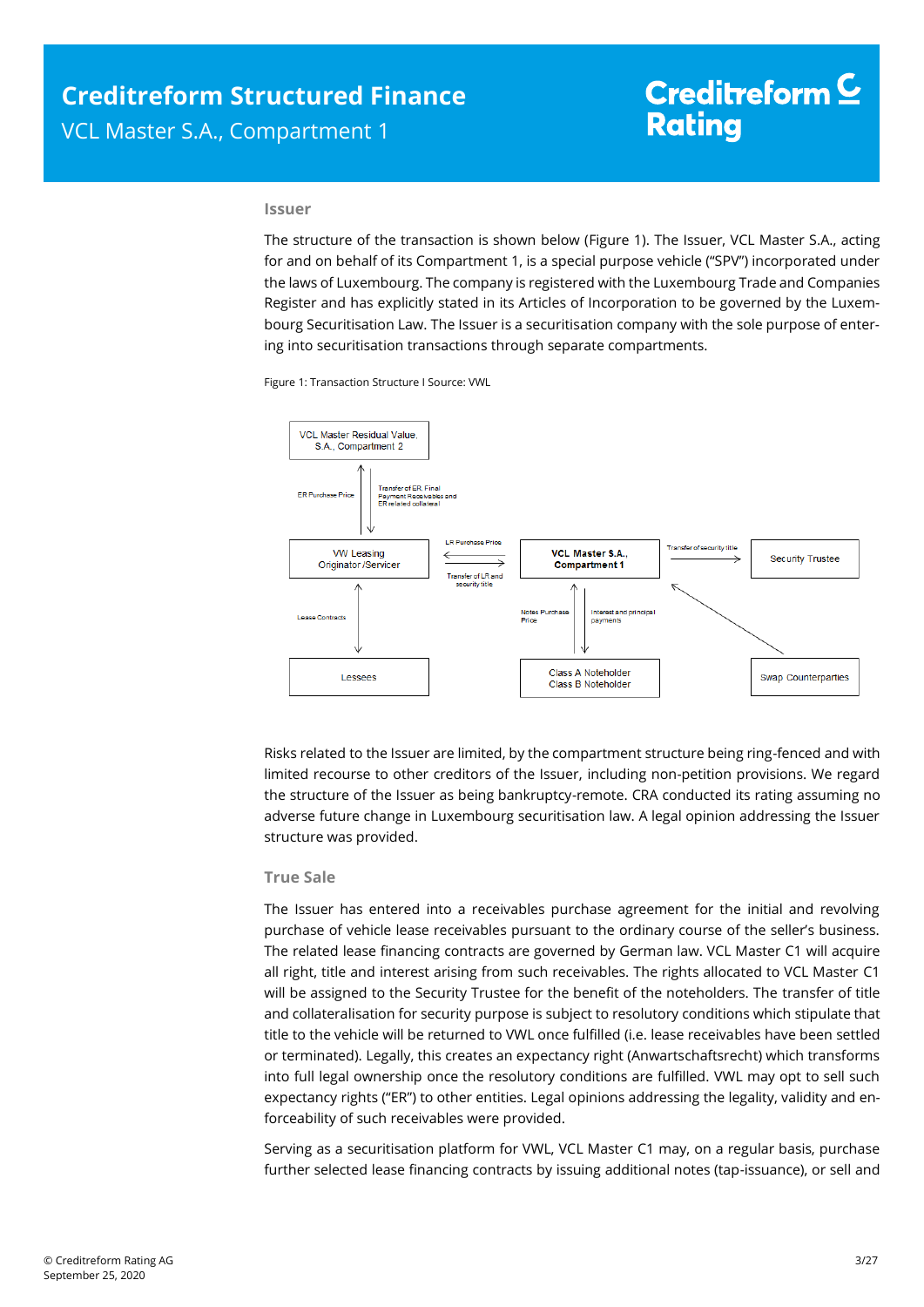## Issuer

The structure of the transaction is shown below (Figure 1). The Issuer, VCL Master S.A., acting for and on behalf of its Compartment 1, is a special purpose vehicle ("SPV") incorporated under the laws of Luxembourg. The company is registered with the Luxembourg Trade and Companies Register and has explicitly stated in its Articles of Incorporation to be governed by the Luxembourg Securitisation Law. The Issuer is a securitisation company with the sole purpose of entering into securitisation transactions through separate compartments.

Figure 1: Transaction Structure I Source: VWL

VCL Master Residual Value, S.A., Compartment 2

ER Purchase Price

Transfer of ER, Final Payment Receivables and ER related collateral

VW Leasing Originator /Servicer

LR Purchase Price

Transfer of LR and security title

VCL Master S.A., Compartment 1

Transfer of security title

Security Trustee

Lease Contracts

Notes Purchase Price

Interest and principal payments

Lessees

Class A Noteholder
Class B Noteholder

Swap Counterparties

Risks related to the Issuer are limited, by the compartment structure being ring-fenced and with limited recourse to other creditors of the Issuer, including non-petition provisions. We regard the structure of the Issuer as being bankruptcy-remote. CRA conducted its rating assuming no adverse future change in Luxembourg securitisation law. A legal opinion addressing the Issuer structure was provided.

## True Sale

The Issuer has entered into a receivables purchase agreement for the initial and revolving purchase of vehicle lease receivables pursuant to the ordinary course of the seller's business. The related lease financing contracts are governed by German law. VCL Master C1 will acquire all right, title and interest arising from such receivables. The rights allocated to VCL Master C1 will be assigned to the Security Trustee for the benefit of the noteholders. The transfer of title and collateralisation for security purpose is subject to resolutory conditions which stipulate that title to the vehicle will be returned to VWL once fulfilled (i.e. lease receivables have been settled or terminated). Legally, this creates an expectancy right (Anwartschaftsrecht) which transforms into full legal ownership once the resolutory conditions are fulfilled. VWL may opt to sell such expectancy rights ("ER") to other entities. Legal opinions addressing the legality, validity and enforceability of such receivables were provided.

Serving as a securitisation platform for VWL, VCL Master C1 may, on a regular basis, purchase further selected lease financing contracts by issuing additional notes (tap-issuance), or sell and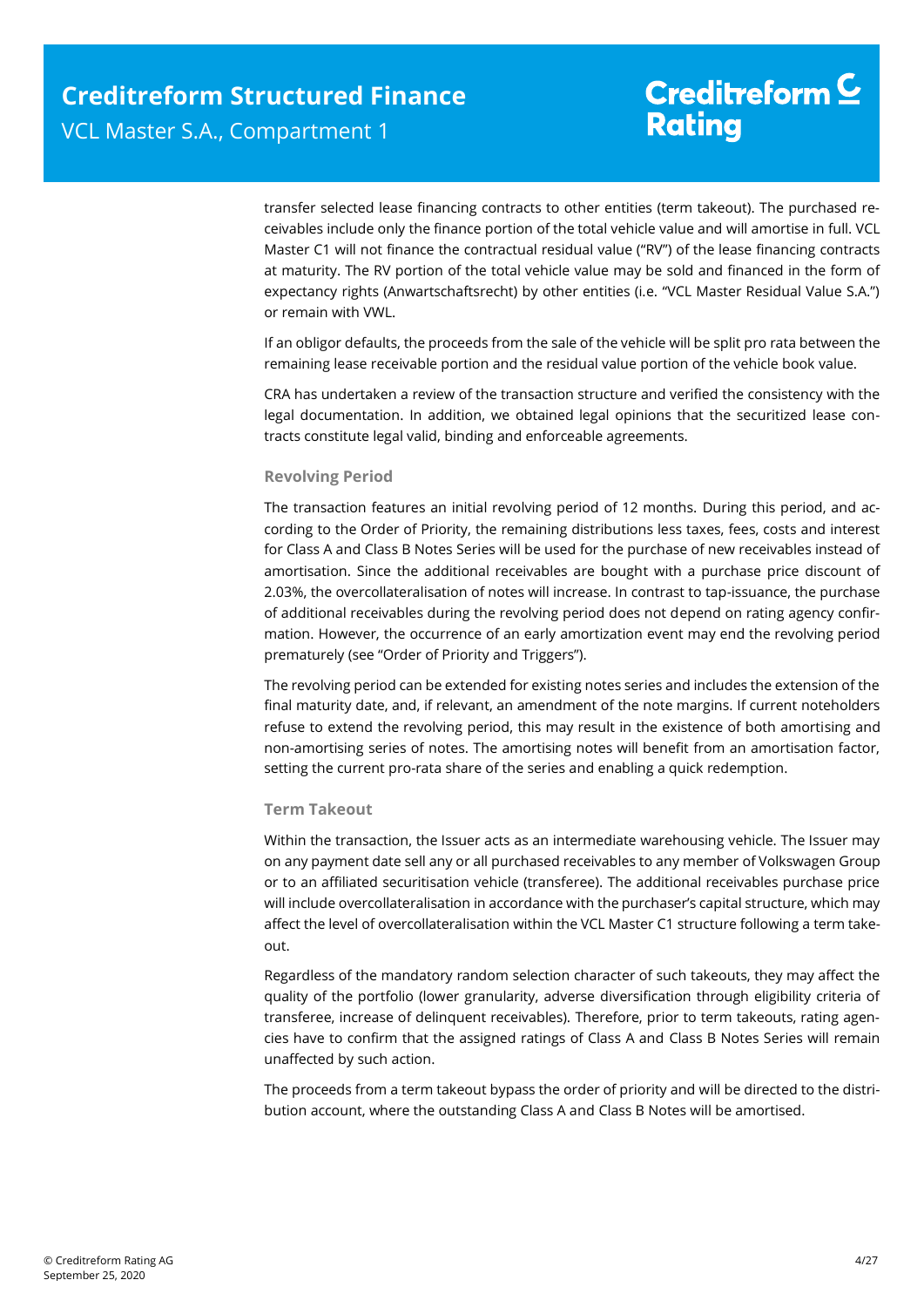transfer selected lease financing contracts to other entities (term takeout). The purchased receivables include only the finance portion of the total vehicle value and will amortise in full. VCL Master C1 will not finance the contractual residual value ("RV") of the lease financing contracts at maturity. The RV portion of the total vehicle value may be sold and financed in the form of expectancy rights (Anwartschaftsrecht) by other entities (i.e. "VCL Master Residual Value S.A.") or remain with VWL.

If an obligor defaults, the proceeds from the sale of the vehicle will be split pro rata between the remaining lease receivable portion and the residual value portion of the vehicle book value.

CRA has undertaken a review of the transaction structure and verified the consistency with the legal documentation. In addition, we obtained legal opinions that the securitized lease contracts constitute legal valid, binding and enforceable agreements.

### Revolving Period

The transaction features an initial revolving period of 12 months. During this period, and according to the Order of Priority, the remaining distributions less taxes, fees, costs and interest for Class A and Class B Notes Series will be used for the purchase of new receivables instead of amortisation. Since the additional receivables are bought with a purchase price discount of 2.03%, the overcollateralisation of notes will increase. In contrast to tap-issuance, the purchase of additional receivables during the revolving period does not depend on rating agency confirmation. However, the occurrence of an early amortization event may end the revolving period prematurely (see "Order of Priority and Triggers").

The revolving period can be extended for existing notes series and includes the extension of the final maturity date, and, if relevant, an amendment of the note margins. If current noteholders refuse to extend the revolving period, this may result in the existence of both amortising and non-amortising series of notes. The amortising notes will benefit from an amortisation factor, setting the current pro-rata share of the series and enabling a quick redemption.

### Term Takeout

Within the transaction, the Issuer acts as an intermediate warehousing vehicle. The Issuer may on any payment date sell any or all purchased receivables to any member of Volkswagen Group or to an affiliated securitisation vehicle (transferee). The additional receivables purchase price will include overcollateralisation in accordance with the purchaser's capital structure, which may affect the level of overcollateralisation within the VCL Master C1 structure following a term takeout.

Regardless of the mandatory random selection character of such takeouts, they may affect the quality of the portfolio (lower granularity, adverse diversification through eligibility criteria of transferee, increase of delinquent receivables). Therefore, prior to term takeouts, rating agencies have to confirm that the assigned ratings of Class A and Class B Notes Series will remain unaffected by such action.

The proceeds from a term takeout bypass the order of priority and will be directed to the distribution account, where the outstanding Class A and Class B Notes will be amortised.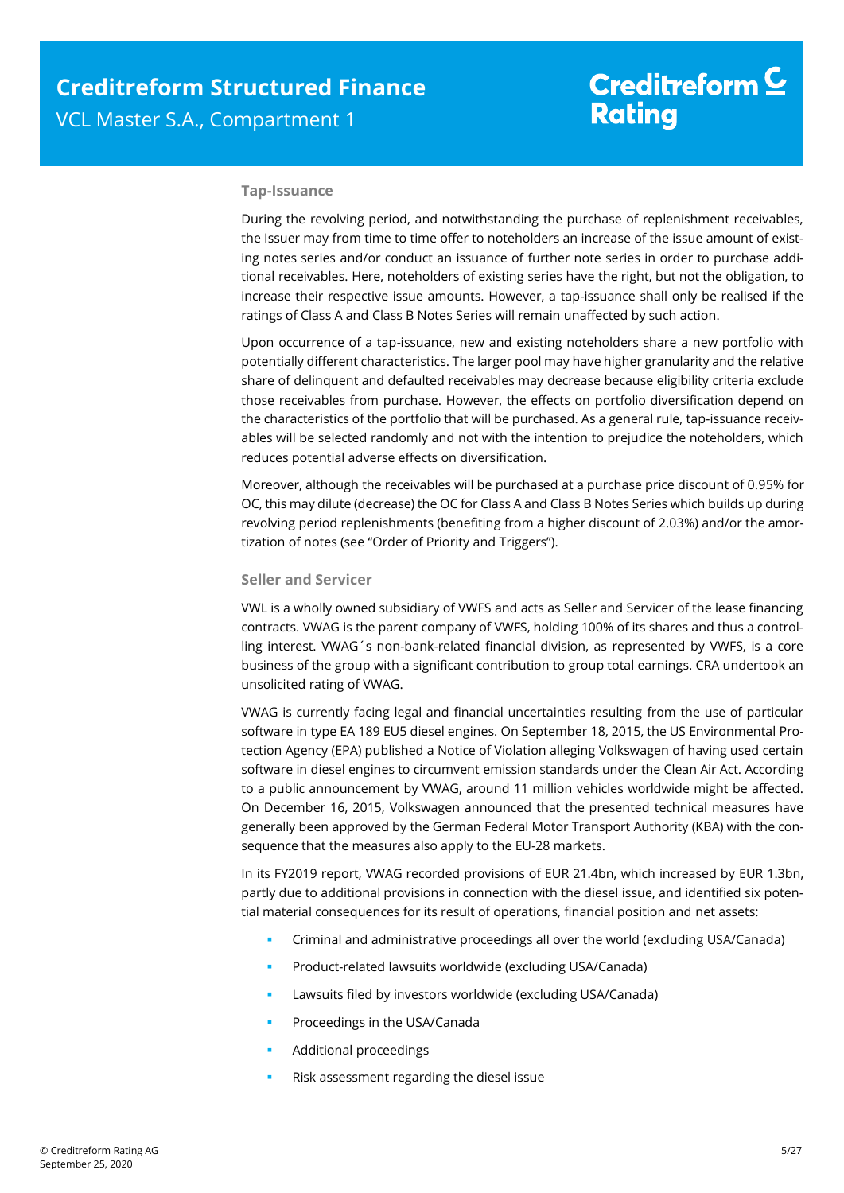### Tap-Issuance

During the revolving period, and notwithstanding the purchase of replenishment receivables, the Issuer may from time to time offer to noteholders an increase of the issue amount of existing notes series and/or conduct an issuance of further note series in order to purchase additional receivables. Here, noteholders of existing series have the right, but not the obligation, to increase their respective issue amounts. However, a tap-issuance shall only be realised if the ratings of Class A and Class B Notes Series will remain unaffected by such action.

Upon occurrence of a tap-issuance, new and existing noteholders share a new portfolio with potentially different characteristics. The larger pool may have higher granularity and the relative share of delinquent and defaulted receivables may decrease because eligibility criteria exclude those receivables from purchase. However, the effects on portfolio diversification depend on the characteristics of the portfolio that will be purchased. As a general rule, tap-issuance receivables will be selected randomly and not with the intention to prejudice the noteholders, which reduces potential adverse effects on diversification.

Moreover, although the receivables will be purchased at a purchase price discount of 0.95% for OC, this may dilute (decrease) the OC for Class A and Class B Notes Series which builds up during revolving period replenishments (benefiting from a higher discount of 2.03%) and/or the amortization of notes (see "Order of Priority and Triggers").

### Seller and Servicer

VWL is a wholly owned subsidiary of VWFS and acts as Seller and Servicer of the lease financing contracts. VWAG is the parent company of VWFS, holding 100% of its shares and thus a controlling interest. VWAG´s non-bank-related financial division, as represented by VWFS, is a core business of the group with a significant contribution to group total earnings. CRA undertook an unsolicited rating of VWAG.

VWAG is currently facing legal and financial uncertainties resulting from the use of particular software in type EA 189 EU5 diesel engines. On September 18, 2015, the US Environmental Protection Agency (EPA) published a Notice of Violation alleging Volkswagen of having used certain software in diesel engines to circumvent emission standards under the Clean Air Act. According to a public announcement by VWAG, around 11 million vehicles worldwide might be affected. On December 16, 2015, Volkswagen announced that the presented technical measures have generally been approved by the German Federal Motor Transport Authority (KBA) with the consequence that the measures also apply to the EU-28 markets.

In its FY2019 report, VWAG recorded provisions of EUR 21.4bn, which increased by EUR 1.3bn, partly due to additional provisions in connection with the diesel issue, and identified six potential material consequences for its result of operations, financial position and net assets:

- Criminal and administrative proceedings all over the world (excluding USA/Canada)
- Product-related lawsuits worldwide (excluding USA/Canada)
- Lawsuits filed by investors worldwide (excluding USA/Canada)
- Proceedings in the USA/Canada
- Additional proceedings
- Risk assessment regarding the diesel issue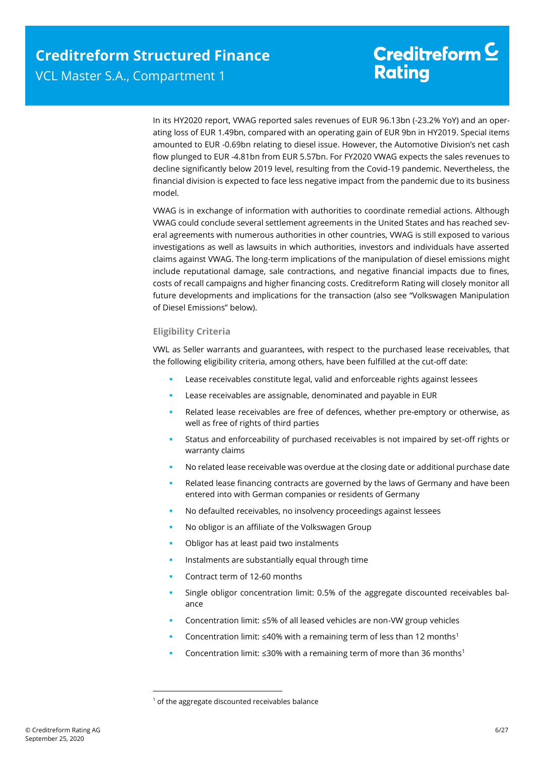In its HY2020 report, VWAG reported sales revenues of EUR 96.13bn (-23.2% YoY) and an operating loss of EUR 1.49bn, compared with an operating gain of EUR 9bn in HY2019. Special items amounted to EUR -0.69bn relating to diesel issue. However, the Automotive Division's net cash flow plunged to EUR -4.81bn from EUR 5.57bn. For FY2020 VWAG expects the sales revenues to decline significantly below 2019 level, resulting from the Covid-19 pandemic. Nevertheless, the financial division is expected to face less negative impact from the pandemic due to its business model.

VWAG is in exchange of information with authorities to coordinate remedial actions. Although VWAG could conclude several settlement agreements in the United States and has reached several agreements with numerous authorities in other countries, VWAG is still exposed to various investigations as well as lawsuits in which authorities, investors and individuals have asserted claims against VWAG. The long-term implications of the manipulation of diesel emissions might include reputational damage, sale contractions, and negative financial impacts due to fines, costs of recall campaigns and higher financing costs. Creditreform Rating will closely monitor all future developments and implications for the transaction (also see "Volkswagen Manipulation of Diesel Emissions" below).

### Eligibility Criteria

VWL as Seller warrants and guarantees, with respect to the purchased lease receivables, that the following eligibility criteria, among others, have been fulfilled at the cut-off date:

- Lease receivables constitute legal, valid and enforceable rights against lessees
- Lease receivables are assignable, denominated and payable in EUR
- Related lease receivables are free of defences, whether pre-emptory or otherwise, as well as free of rights of third parties
- Status and enforceability of purchased receivables is not impaired by set-off rights or warranty claims
- No related lease receivable was overdue at the closing date or additional purchase date
- Related lease financing contracts are governed by the laws of Germany and have been entered into with German companies or residents of Germany
- No defaulted receivables, no insolvency proceedings against lessees
- No obligor is an affiliate of the Volkswagen Group
- Obligor has at least paid two instalments
- Instalments are substantially equal through time
- Contract term of 12-60 months
- Single obligor concentration limit: 0.5% of the aggregate discounted receivables balance
- Concentration limit: ≤5% of all leased vehicles are non-VW group vehicles
- Concentration limit: ≤40% with a remaining term of less than 12 months[1]
- Concentration limit: ≤30% with a remaining term of more than 36 months[1]

[1] of the aggregate discounted receivables balance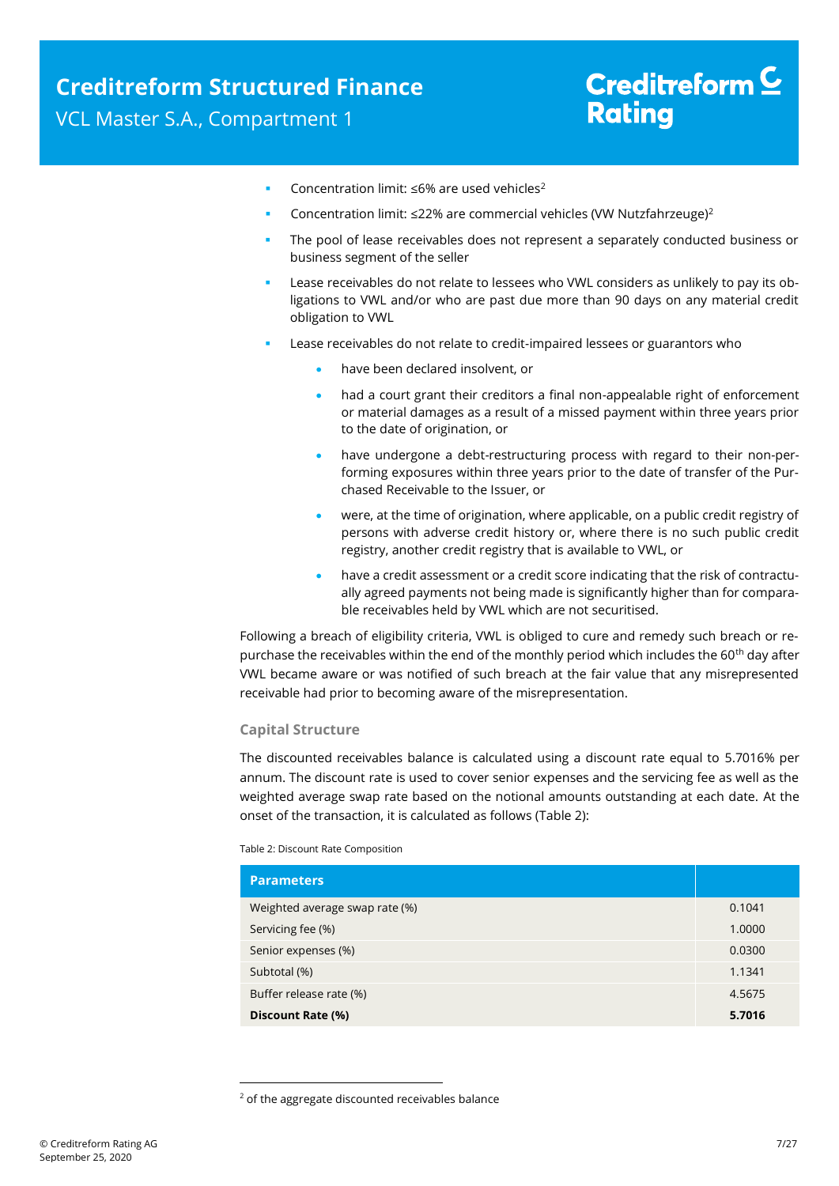- Concentration limit: ≤6% are used vehicles[2]
- Concentration limit: ≤22% are commercial vehicles (VW Nutzfahrzeuge)[2]
- The pool of lease receivables does not represent a separately conducted business or business segment of the seller
- Lease receivables do not relate to lessees who VWL considers as unlikely to pay its obligations to VWL and/or who are past due more than 90 days on any material credit obligation to VWL
- Lease receivables do not relate to credit-impaired lessees or guarantors who
  - have been declared insolvent, or
  - had a court grant their creditors a final non-appealable right of enforcement or material damages as a result of a missed payment within three years prior to the date of origination, or
  - have undergone a debt-restructuring process with regard to their non-performing exposures within three years prior to the date of transfer of the Purchased Receivable to the Issuer, or
  - were, at the time of origination, where applicable, on a public credit registry of persons with adverse credit history or, where there is no such public credit registry, another credit registry that is available to VWL, or
  - have a credit assessment or a credit score indicating that the risk of contractually agreed payments not being made is significantly higher than for comparable receivables held by VWL which are not securitised.

Following a breach of eligibility criteria, VWL is obliged to cure and remedy such breach or repurchase the receivables within the end of the monthly period which includes the 60th day after VWL became aware or was notified of such breach at the fair value that any misrepresented receivable had prior to becoming aware of the misrepresentation.

### Capital Structure

The discounted receivables balance is calculated using a discount rate equal to 5.7016% per annum. The discount rate is used to cover senior expenses and the servicing fee as well as the weighted average swap rate based on the notional amounts outstanding at each date. At the onset of the transaction, it is calculated as follows (Table 2):

Table 2: Discount Rate Composition

| Parameters | |
|---|---|
| Weighted average swap rate (%) | 0.1041 |
| Servicing fee (%) | 1.0000 |
| Senior expenses (%) | 0.0300 |
| Subtotal (%) | 1.1341 |
| Buffer release rate (%) | 4.5675 |
| **Discount Rate (%)** | **5.7016** |

[2] of the aggregate discounted receivables balance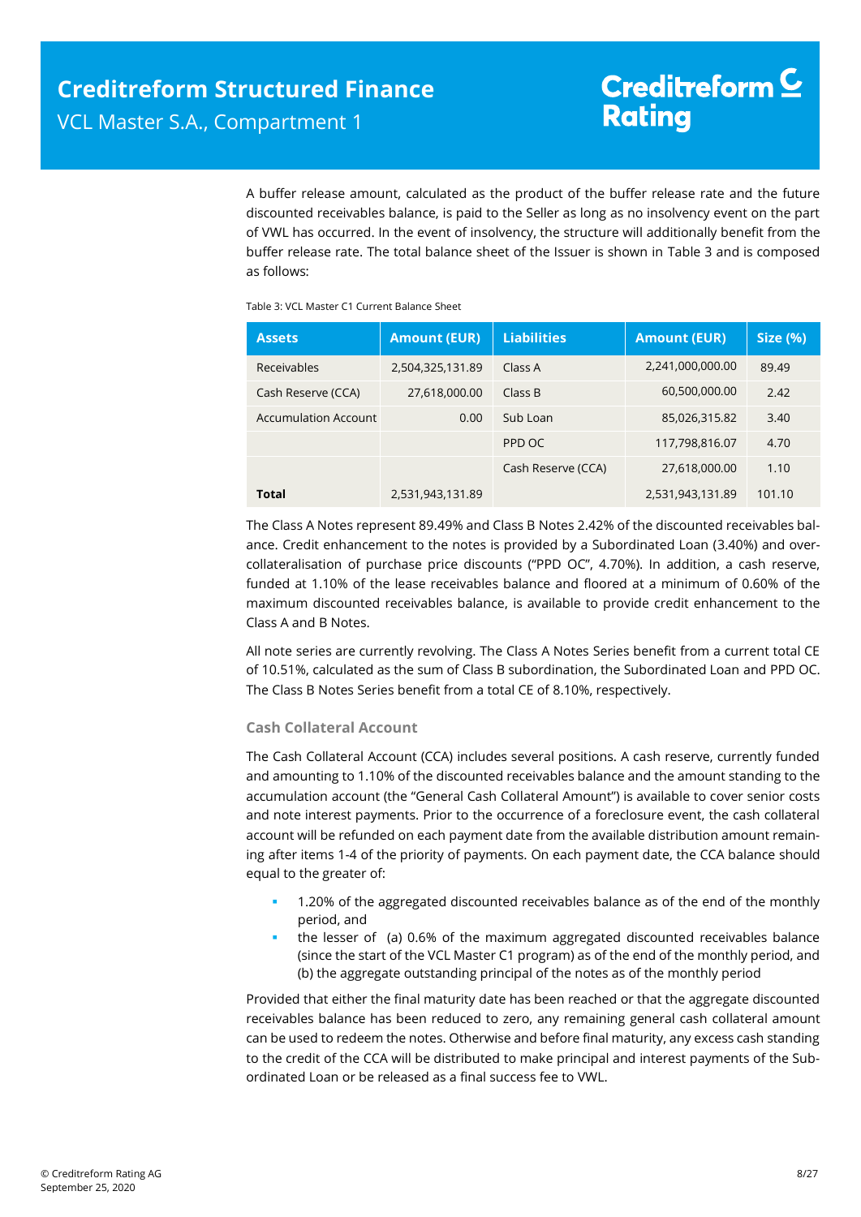A buffer release amount, calculated as the product of the buffer release rate and the future discounted receivables balance, is paid to the Seller as long as no insolvency event on the part of VWL has occurred. In the event of insolvency, the structure will additionally benefit from the buffer release rate. The total balance sheet of the Issuer is shown in Table 3 and is composed as follows:

Table 3: VCL Master C1 Current Balance Sheet

| Assets | Amount (EUR) | Liabilities | Amount (EUR) | Size (%) |
|---|---|---|---|---|
| Receivables | 2,504,325,131.89 | Class A | 2,241,000,000.00 | 89.49 |
| Cash Reserve (CCA) | 27,618,000.00 | Class B | 60,500,000.00 | 2.42 |
| Accumulation Account | 0.00 | Sub Loan | 85,026,315.82 | 3.40 |
| | | PPD OC | 117,798,816.07 | 4.70 |
| | | Cash Reserve (CCA) | 27,618,000.00 | 1.10 |
| **Total** | 2,531,943,131.89 | | 2,531,943,131.89 | 101.10 |

The Class A Notes represent 89.49% and Class B Notes 2.42% of the discounted receivables balance. Credit enhancement to the notes is provided by a Subordinated Loan (3.40%) and overcollateralisation of purchase price discounts ("PPD OC", 4.70%). In addition, a cash reserve, funded at 1.10% of the lease receivables balance and floored at a minimum of 0.60% of the maximum discounted receivables balance, is available to provide credit enhancement to the Class A and B Notes.

All note series are currently revolving. The Class A Notes Series benefit from a current total CE of 10.51%, calculated as the sum of Class B subordination, the Subordinated Loan and PPD OC. The Class B Notes Series benefit from a total CE of 8.10%, respectively.

### Cash Collateral Account

The Cash Collateral Account (CCA) includes several positions. A cash reserve, currently funded and amounting to 1.10% of the discounted receivables balance and the amount standing to the accumulation account (the "General Cash Collateral Amount") is available to cover senior costs and note interest payments. Prior to the occurrence of a foreclosure event, the cash collateral account will be refunded on each payment date from the available distribution amount remaining after items 1-4 of the priority of payments. On each payment date, the CCA balance should equal to the greater of:

- 1.20% of the aggregated discounted receivables balance as of the end of the monthly period, and
- the lesser of (a) 0.6% of the maximum aggregated discounted receivables balance (since the start of the VCL Master C1 program) as of the end of the monthly period, and (b) the aggregate outstanding principal of the notes as of the monthly period

Provided that either the final maturity date has been reached or that the aggregate discounted receivables balance has been reduced to zero, any remaining general cash collateral amount can be used to redeem the notes. Otherwise and before final maturity, any excess cash standing to the credit of the CCA will be distributed to make principal and interest payments of the Subordinated Loan or be released as a final success fee to VWL.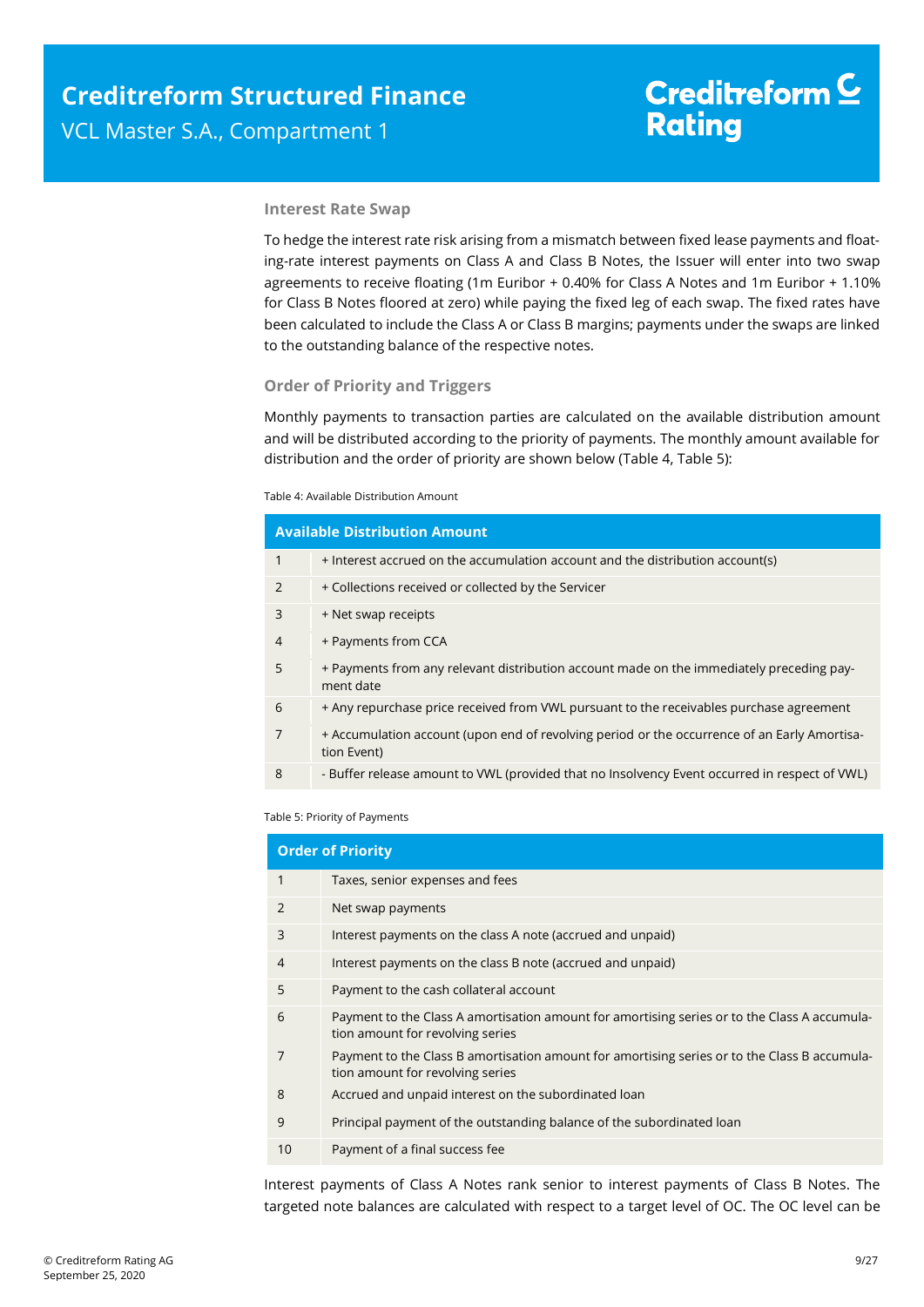### Interest Rate Swap

To hedge the interest rate risk arising from a mismatch between fixed lease payments and floating-rate interest payments on Class A and Class B Notes, the Issuer will enter into two swap agreements to receive floating (1m Euribor + 0.40% for Class A Notes and 1m Euribor + 1.10% for Class B Notes floored at zero) while paying the fixed leg of each swap. The fixed rates have been calculated to include the Class A or Class B margins; payments under the swaps are linked to the outstanding balance of the respective notes.

### Order of Priority and Triggers

Monthly payments to transaction parties are calculated on the available distribution amount and will be distributed according to the priority of payments. The monthly amount available for distribution and the order of priority are shown below (Table 4, Table 5):

Table 4: Available Distribution Amount

| Available Distribution Amount | |
|---|---|
| 1 | + Interest accrued on the accumulation account and the distribution account(s) |
| 2 | + Collections received or collected by the Servicer |
| 3 | + Net swap receipts |
| 4 | + Payments from CCA |
| 5 | + Payments from any relevant distribution account made on the immediately preceding payment date |
| 6 | + Any repurchase price received from VWL pursuant to the receivables purchase agreement |
| 7 | + Accumulation account (upon end of revolving period or the occurrence of an Early Amortisation Event) |
| 8 | - Buffer release amount to VWL (provided that no Insolvency Event occurred in respect of VWL) |

Table 5: Priority of Payments

| Order of Priority | |
|---|---|
| 1 | Taxes, senior expenses and fees |
| 2 | Net swap payments |
| 3 | Interest payments on the class A note (accrued and unpaid) |
| 4 | Interest payments on the class B note (accrued and unpaid) |
| 5 | Payment to the cash collateral account |
| 6 | Payment to the Class A amortisation amount for amortising series or to the Class A accumulation amount for revolving series |
| 7 | Payment to the Class B amortisation amount for amortising series or to the Class B accumulation amount for revolving series |
| 8 | Accrued and unpaid interest on the subordinated loan |
| 9 | Principal payment of the outstanding balance of the subordinated loan |
| 10 | Payment of a final success fee |

Interest payments of Class A Notes rank senior to interest payments of Class B Notes. The targeted note balances are calculated with respect to a target level of OC. The OC level can be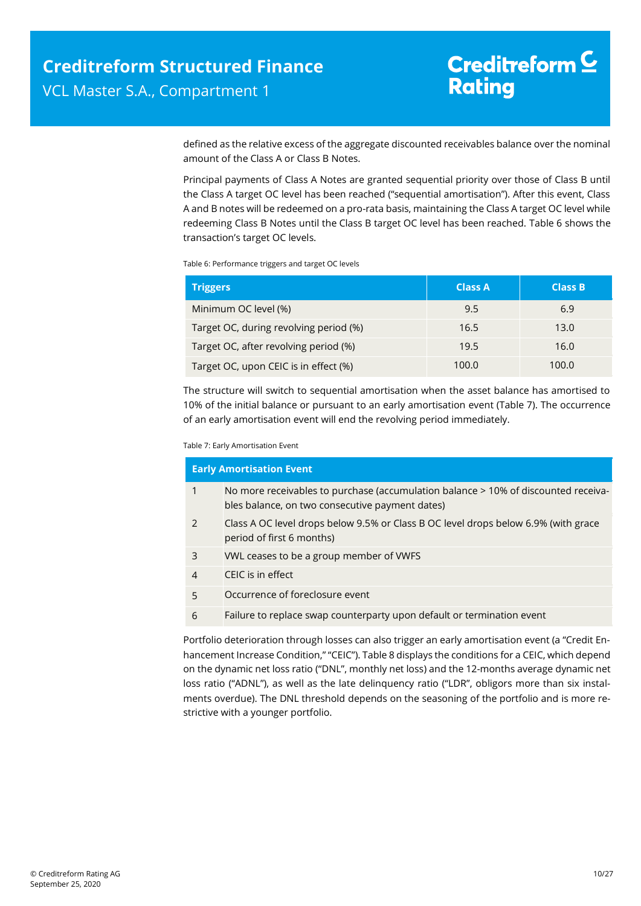defined as the relative excess of the aggregate discounted receivables balance over the nominal amount of the Class A or Class B Notes.

Principal payments of Class A Notes are granted sequential priority over those of Class B until the Class A target OC level has been reached ("sequential amortisation"). After this event, Class A and B notes will be redeemed on a pro-rata basis, maintaining the Class A target OC level while redeeming Class B Notes until the Class B target OC level has been reached. Table 6 shows the transaction's target OC levels.

Table 6: Performance triggers and target OC levels

| Triggers | Class A | Class B |
|---|---|---|
| Minimum OC level (%) | 9.5 | 6.9 |
| Target OC, during revolving period (%) | 16.5 | 13.0 |
| Target OC, after revolving period (%) | 19.5 | 16.0 |
| Target OC, upon CEIC is in effect (%) | 100.0 | 100.0 |

The structure will switch to sequential amortisation when the asset balance has amortised to 10% of the initial balance or pursuant to an early amortisation event (Table 7). The occurrence of an early amortisation event will end the revolving period immediately.

Table 7: Early Amortisation Event

| Early Amortisation Event | |
|---|---|
| 1 | No more receivables to purchase (accumulation balance > 10% of discounted receivables balance, on two consecutive payment dates) |
| 2 | Class A OC level drops below 9.5% or Class B OC level drops below 6.9% (with grace period of first 6 months) |
| 3 | VWL ceases to be a group member of VWFS |
| 4 | CEIC is in effect |
| 5 | Occurrence of foreclosure event |
| 6 | Failure to replace swap counterparty upon default or termination event |

Portfolio deterioration through losses can also trigger an early amortisation event (a "Credit Enhancement Increase Condition," "CEIC"). Table 8 displays the conditions for a CEIC, which depend on the dynamic net loss ratio ("DNL", monthly net loss) and the 12-months average dynamic net loss ratio ("ADNL"), as well as the late delinquency ratio ("LDR", obligors more than six instalments overdue). The DNL threshold depends on the seasoning of the portfolio and is more restrictive with a younger portfolio.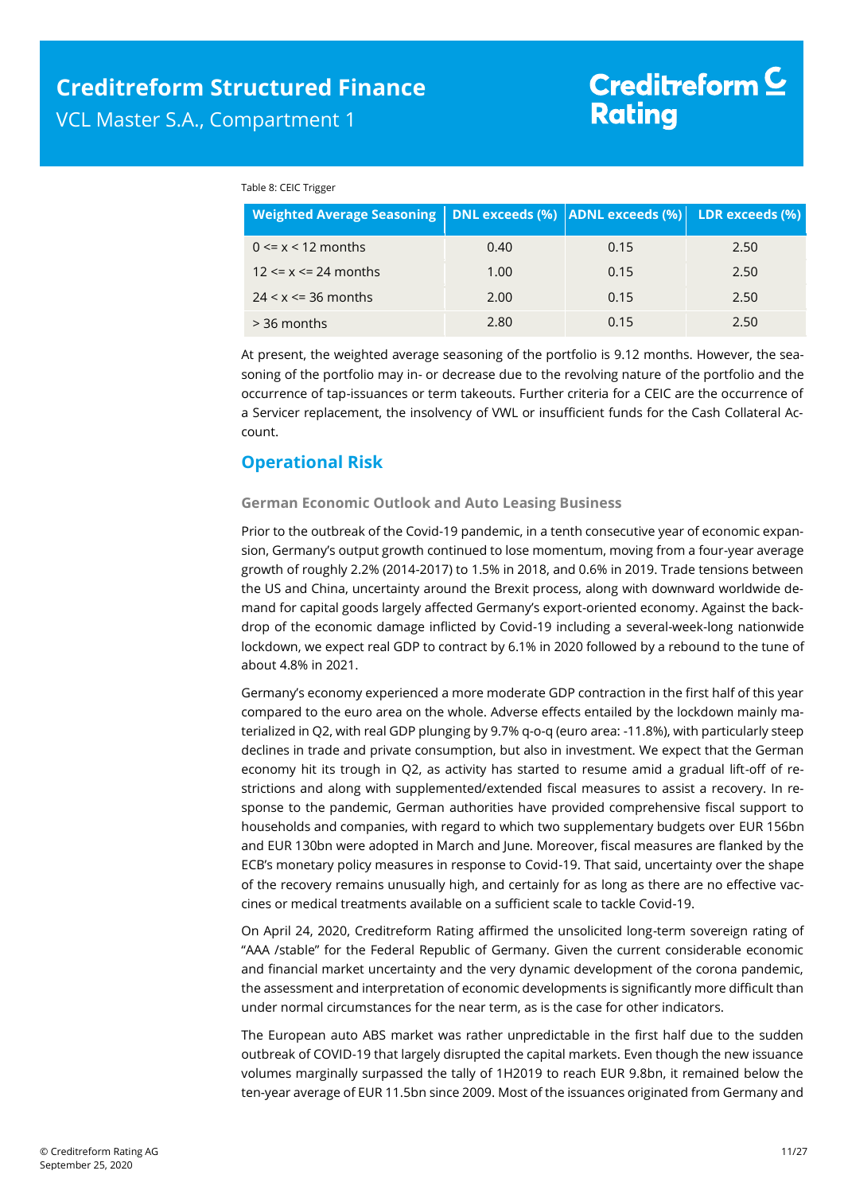Table 8: CEIC Trigger

| Weighted Average Seasoning | DNL exceeds (%) | ADNL exceeds (%) | LDR exceeds (%) |
|---|---|---|---|
| 0 <= x < 12 months | 0.40 | 0.15 | 2.50 |
| 12 <= x <= 24 months | 1.00 | 0.15 | 2.50 |
| 24 < x <= 36 months | 2.00 | 0.15 | 2.50 |
| > 36 months | 2.80 | 0.15 | 2.50 |

At present, the weighted average seasoning of the portfolio is 9.12 months. However, the seasoning of the portfolio may in- or decrease due to the revolving nature of the portfolio and the occurrence of tap-issuances or term takeouts. Further criteria for a CEIC are the occurrence of a Servicer replacement, the insolvency of VWL or insufficient funds for the Cash Collateral Account.

## Operational Risk

### German Economic Outlook and Auto Leasing Business

Prior to the outbreak of the Covid-19 pandemic, in a tenth consecutive year of economic expansion, Germany's output growth continued to lose momentum, moving from a four-year average growth of roughly 2.2% (2014-2017) to 1.5% in 2018, and 0.6% in 2019. Trade tensions between the US and China, uncertainty around the Brexit process, along with downward worldwide demand for capital goods largely affected Germany's export-oriented economy. Against the backdrop of the economic damage inflicted by Covid-19 including a several-week-long nationwide lockdown, we expect real GDP to contract by 6.1% in 2020 followed by a rebound to the tune of about 4.8% in 2021.

Germany's economy experienced a more moderate GDP contraction in the first half of this year compared to the euro area on the whole. Adverse effects entailed by the lockdown mainly materialized in Q2, with real GDP plunging by 9.7% q-o-q (euro area: -11.8%), with particularly steep declines in trade and private consumption, but also in investment. We expect that the German economy hit its trough in Q2, as activity has started to resume amid a gradual lift-off of restrictions and along with supplemented/extended fiscal measures to assist a recovery. In response to the pandemic, German authorities have provided comprehensive fiscal support to households and companies, with regard to which two supplementary budgets over EUR 156bn and EUR 130bn were adopted in March and June. Moreover, fiscal measures are flanked by the ECB's monetary policy measures in response to Covid-19. That said, uncertainty over the shape of the recovery remains unusually high, and certainly for as long as there are no effective vaccines or medical treatments available on a sufficient scale to tackle Covid-19.

On April 24, 2020, Creditreform Rating affirmed the unsolicited long-term sovereign rating of "AAA /stable" for the Federal Republic of Germany. Given the current considerable economic and financial market uncertainty and the very dynamic development of the corona pandemic, the assessment and interpretation of economic developments is significantly more difficult than under normal circumstances for the near term, as is the case for other indicators.

The European auto ABS market was rather unpredictable in the first half due to the sudden outbreak of COVID-19 that largely disrupted the capital markets. Even though the new issuance volumes marginally surpassed the tally of 1H2019 to reach EUR 9.8bn, it remained below the ten-year average of EUR 11.5bn since 2009. Most of the issuances originated from Germany and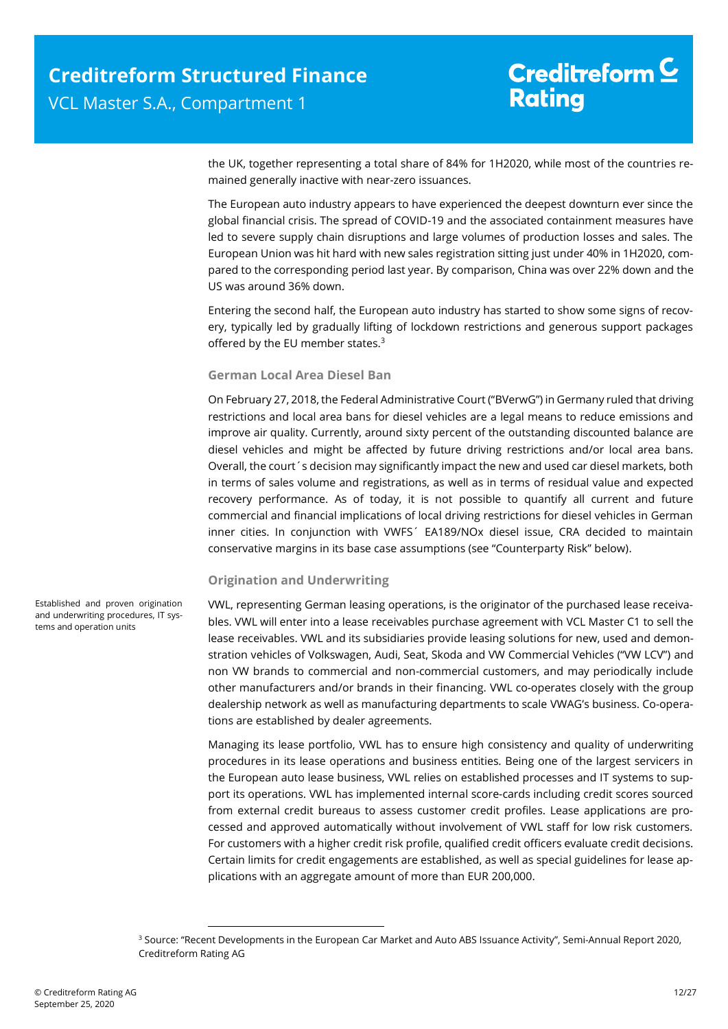the UK, together representing a total share of 84% for 1H2020, while most of the countries remained generally inactive with near-zero issuances.

The European auto industry appears to have experienced the deepest downturn ever since the global financial crisis. The spread of COVID-19 and the associated containment measures have led to severe supply chain disruptions and large volumes of production losses and sales. The European Union was hit hard with new sales registration sitting just under 40% in 1H2020, compared to the corresponding period last year. By comparison, China was over 22% down and the US was around 36% down.

Entering the second half, the European auto industry has started to show some signs of recovery, typically led by gradually lifting of lockdown restrictions and generous support packages offered by the EU member states.[3]

### German Local Area Diesel Ban

On February 27, 2018, the Federal Administrative Court ("BVerwG") in Germany ruled that driving restrictions and local area bans for diesel vehicles are a legal means to reduce emissions and improve air quality. Currently, around sixty percent of the outstanding discounted balance are diesel vehicles and might be affected by future driving restrictions and/or local area bans. Overall, the court´s decision may significantly impact the new and used car diesel markets, both in terms of sales volume and registrations, as well as in terms of residual value and expected recovery performance. As of today, it is not possible to quantify all current and future commercial and financial implications of local driving restrictions for diesel vehicles in German inner cities. In conjunction with VWFS´ EA189/NOx diesel issue, CRA decided to maintain conservative margins in its base case assumptions (see "Counterparty Risk" below).

### Origination and Underwriting

Established and proven origination and underwriting procedures, IT systems and operation units

VWL, representing German leasing operations, is the originator of the purchased lease receivables. VWL will enter into a lease receivables purchase agreement with VCL Master C1 to sell the lease receivables. VWL and its subsidiaries provide leasing solutions for new, used and demonstration vehicles of Volkswagen, Audi, Seat, Skoda and VW Commercial Vehicles ("VW LCV") and non VW brands to commercial and non-commercial customers, and may periodically include other manufacturers and/or brands in their financing. VWL co-operates closely with the group dealership network as well as manufacturing departments to scale VWAG's business. Co-operations are established by dealer agreements.

Managing its lease portfolio, VWL has to ensure high consistency and quality of underwriting procedures in its lease operations and business entities. Being one of the largest servicers in the European auto lease business, VWL relies on established processes and IT systems to support its operations. VWL has implemented internal score-cards including credit scores sourced from external credit bureaus to assess customer credit profiles. Lease applications are processed and approved automatically without involvement of VWL staff for low risk customers. For customers with a higher credit risk profile, qualified credit officers evaluate credit decisions. Certain limits for credit engagements are established, as well as special guidelines for lease applications with an aggregate amount of more than EUR 200,000.

[3] Source: "Recent Developments in the European Car Market and Auto ABS Issuance Activity", Semi-Annual Report 2020, Creditreform Rating AG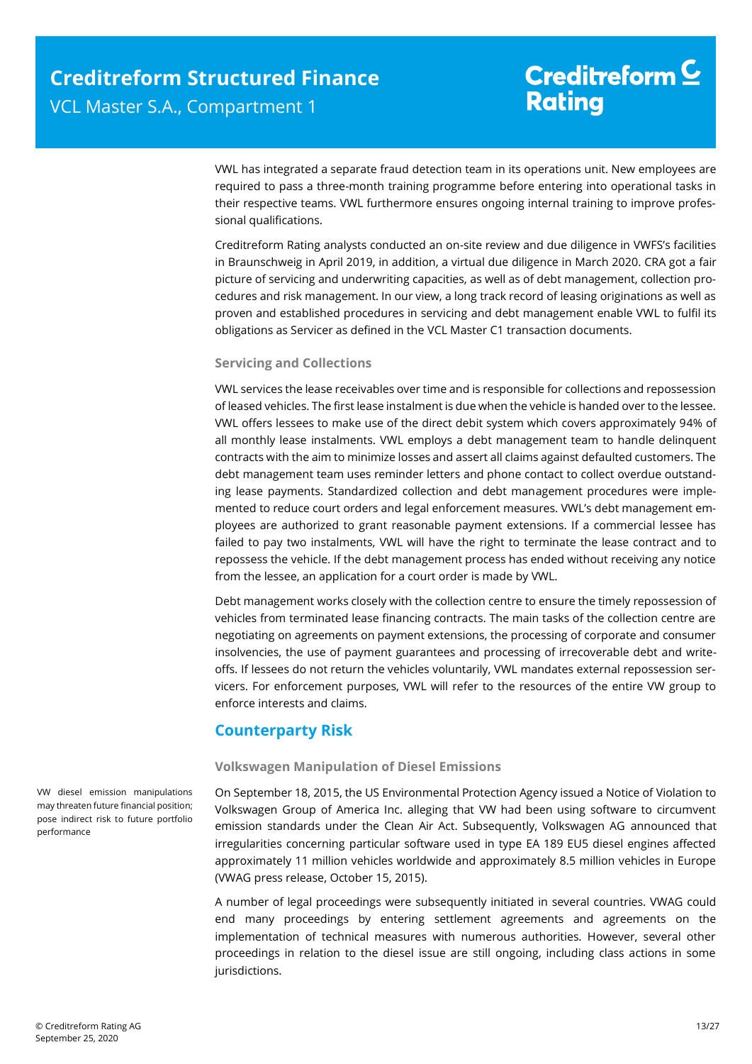VWL has integrated a separate fraud detection team in its operations unit. New employees are required to pass a three-month training programme before entering into operational tasks in their respective teams. VWL furthermore ensures ongoing internal training to improve professional qualifications.

Creditreform Rating analysts conducted an on-site review and due diligence in VWFS's facilities in Braunschweig in April 2019, in addition, a virtual due diligence in March 2020. CRA got a fair picture of servicing and underwriting capacities, as well as of debt management, collection procedures and risk management. In our view, a long track record of leasing originations as well as proven and established procedures in servicing and debt management enable VWL to fulfil its obligations as Servicer as defined in the VCL Master C1 transaction documents.

### Servicing and Collections

VWL services the lease receivables over time and is responsible for collections and repossession of leased vehicles. The first lease instalment is due when the vehicle is handed over to the lessee. VWL offers lessees to make use of the direct debit system which covers approximately 94% of all monthly lease instalments. VWL employs a debt management team to handle delinquent contracts with the aim to minimize losses and assert all claims against defaulted customers. The debt management team uses reminder letters and phone contact to collect overdue outstanding lease payments. Standardized collection and debt management procedures were implemented to reduce court orders and legal enforcement measures. VWL's debt management employees are authorized to grant reasonable payment extensions. If a commercial lessee has failed to pay two instalments, VWL will have the right to terminate the lease contract and to repossess the vehicle. If the debt management process has ended without receiving any notice from the lessee, an application for a court order is made by VWL.

Debt management works closely with the collection centre to ensure the timely repossession of vehicles from terminated lease financing contracts. The main tasks of the collection centre are negotiating on agreements on payment extensions, the processing of corporate and consumer insolvencies, the use of payment guarantees and processing of irrecoverable debt and write-offs. If lessees do not return the vehicles voluntarily, VWL mandates external repossession servicers. For enforcement purposes, VWL will refer to the resources of the entire VW group to enforce interests and claims.

## Counterparty Risk

### Volkswagen Manipulation of Diesel Emissions

VW diesel emission manipulations may threaten future financial position; pose indirect risk to future portfolio performance

On September 18, 2015, the US Environmental Protection Agency issued a Notice of Violation to Volkswagen Group of America Inc. alleging that VW had been using software to circumvent emission standards under the Clean Air Act. Subsequently, Volkswagen AG announced that irregularities concerning particular software used in type EA 189 EU5 diesel engines affected approximately 11 million vehicles worldwide and approximately 8.5 million vehicles in Europe (VWAG press release, October 15, 2015).

A number of legal proceedings were subsequently initiated in several countries. VWAG could end many proceedings by entering settlement agreements and agreements on the implementation of technical measures with numerous authorities. However, several other proceedings in relation to the diesel issue are still ongoing, including class actions in some jurisdictions.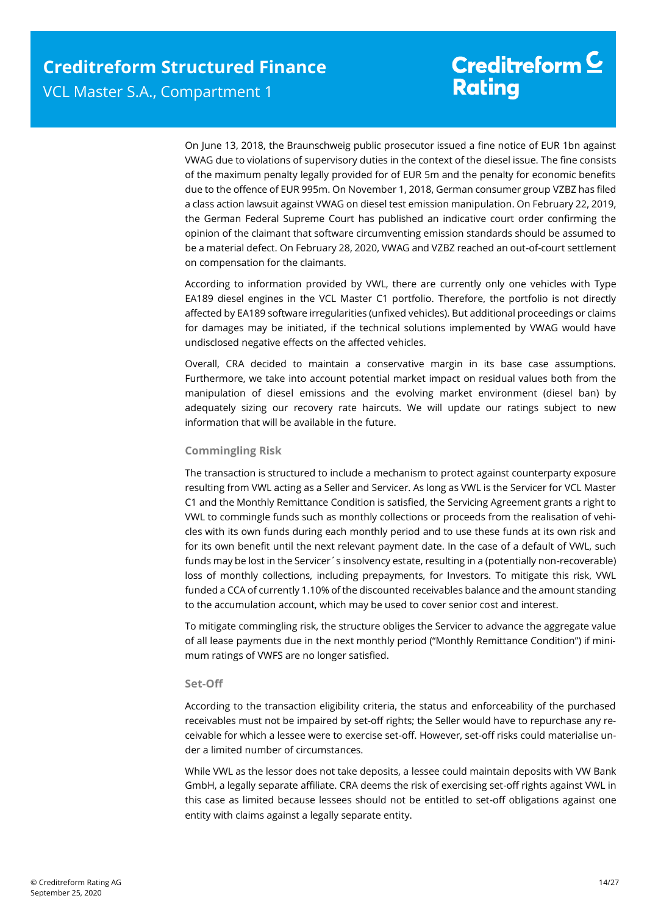On June 13, 2018, the Braunschweig public prosecutor issued a fine notice of EUR 1bn against VWAG due to violations of supervisory duties in the context of the diesel issue. The fine consists of the maximum penalty legally provided for of EUR 5m and the penalty for economic benefits due to the offence of EUR 995m. On November 1, 2018, German consumer group VZBZ has filed a class action lawsuit against VWAG on diesel test emission manipulation. On February 22, 2019, the German Federal Supreme Court has published an indicative court order confirming the opinion of the claimant that software circumventing emission standards should be assumed to be a material defect. On February 28, 2020, VWAG and VZBZ reached an out-of-court settlement on compensation for the claimants.

According to information provided by VWL, there are currently only one vehicles with Type EA189 diesel engines in the VCL Master C1 portfolio. Therefore, the portfolio is not directly affected by EA189 software irregularities (unfixed vehicles). But additional proceedings or claims for damages may be initiated, if the technical solutions implemented by VWAG would have undisclosed negative effects on the affected vehicles.

Overall, CRA decided to maintain a conservative margin in its base case assumptions. Furthermore, we take into account potential market impact on residual values both from the manipulation of diesel emissions and the evolving market environment (diesel ban) by adequately sizing our recovery rate haircuts. We will update our ratings subject to new information that will be available in the future.

### Commingling Risk

The transaction is structured to include a mechanism to protect against counterparty exposure resulting from VWL acting as a Seller and Servicer. As long as VWL is the Servicer for VCL Master C1 and the Monthly Remittance Condition is satisfied, the Servicing Agreement grants a right to VWL to commingle funds such as monthly collections or proceeds from the realisation of vehicles with its own funds during each monthly period and to use these funds at its own risk and for its own benefit until the next relevant payment date. In the case of a default of VWL, such funds may be lost in the Servicer´s insolvency estate, resulting in a (potentially non-recoverable) loss of monthly collections, including prepayments, for Investors. To mitigate this risk, VWL funded a CCA of currently 1.10% of the discounted receivables balance and the amount standing to the accumulation account, which may be used to cover senior cost and interest.

To mitigate commingling risk, the structure obliges the Servicer to advance the aggregate value of all lease payments due in the next monthly period ("Monthly Remittance Condition") if minimum ratings of VWFS are no longer satisfied.

### Set-Off

According to the transaction eligibility criteria, the status and enforceability of the purchased receivables must not be impaired by set-off rights; the Seller would have to repurchase any receivable for which a lessee were to exercise set-off. However, set-off risks could materialise under a limited number of circumstances.

While VWL as the lessor does not take deposits, a lessee could maintain deposits with VW Bank GmbH, a legally separate affiliate. CRA deems the risk of exercising set-off rights against VWL in this case as limited because lessees should not be entitled to set-off obligations against one entity with claims against a legally separate entity.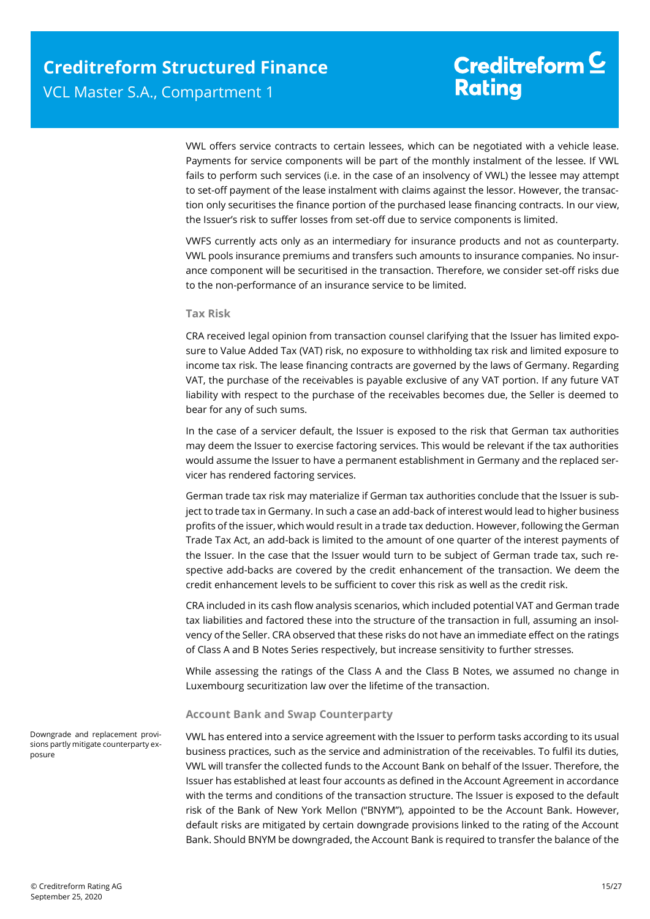VWL offers service contracts to certain lessees, which can be negotiated with a vehicle lease. Payments for service components will be part of the monthly instalment of the lessee. If VWL fails to perform such services (i.e. in the case of an insolvency of VWL) the lessee may attempt to set-off payment of the lease instalment with claims against the lessor. However, the transaction only securitises the finance portion of the purchased lease financing contracts. In our view, the Issuer's risk to suffer losses from set-off due to service components is limited.

VWFS currently acts only as an intermediary for insurance products and not as counterparty. VWL pools insurance premiums and transfers such amounts to insurance companies. No insurance component will be securitised in the transaction. Therefore, we consider set-off risks due to the non-performance of an insurance service to be limited.

### Tax Risk

CRA received legal opinion from transaction counsel clarifying that the Issuer has limited exposure to Value Added Tax (VAT) risk, no exposure to withholding tax risk and limited exposure to income tax risk. The lease financing contracts are governed by the laws of Germany. Regarding VAT, the purchase of the receivables is payable exclusive of any VAT portion. If any future VAT liability with respect to the purchase of the receivables becomes due, the Seller is deemed to bear for any of such sums.

In the case of a servicer default, the Issuer is exposed to the risk that German tax authorities may deem the Issuer to exercise factoring services. This would be relevant if the tax authorities would assume the Issuer to have a permanent establishment in Germany and the replaced servicer has rendered factoring services.

German trade tax risk may materialize if German tax authorities conclude that the Issuer is subject to trade tax in Germany. In such a case an add-back of interest would lead to higher business profits of the issuer, which would result in a trade tax deduction. However, following the German Trade Tax Act, an add-back is limited to the amount of one quarter of the interest payments of the Issuer. In the case that the Issuer would turn to be subject of German trade tax, such respective add-backs are covered by the credit enhancement of the transaction. We deem the credit enhancement levels to be sufficient to cover this risk as well as the credit risk.

CRA included in its cash flow analysis scenarios, which included potential VAT and German trade tax liabilities and factored these into the structure of the transaction in full, assuming an insolvency of the Seller. CRA observed that these risks do not have an immediate effect on the ratings of Class A and B Notes Series respectively, but increase sensitivity to further stresses.

While assessing the ratings of the Class A and the Class B Notes, we assumed no change in Luxembourg securitization law over the lifetime of the transaction.

### Account Bank and Swap Counterparty

Downgrade and replacement provisions partly mitigate counterparty exposure

VWL has entered into a service agreement with the Issuer to perform tasks according to its usual business practices, such as the service and administration of the receivables. To fulfil its duties, VWL will transfer the collected funds to the Account Bank on behalf of the Issuer. Therefore, the Issuer has established at least four accounts as defined in the Account Agreement in accordance with the terms and conditions of the transaction structure. The Issuer is exposed to the default risk of the Bank of New York Mellon ("BNYM"), appointed to be the Account Bank. However, default risks are mitigated by certain downgrade provisions linked to the rating of the Account Bank. Should BNYM be downgraded, the Account Bank is required to transfer the balance of the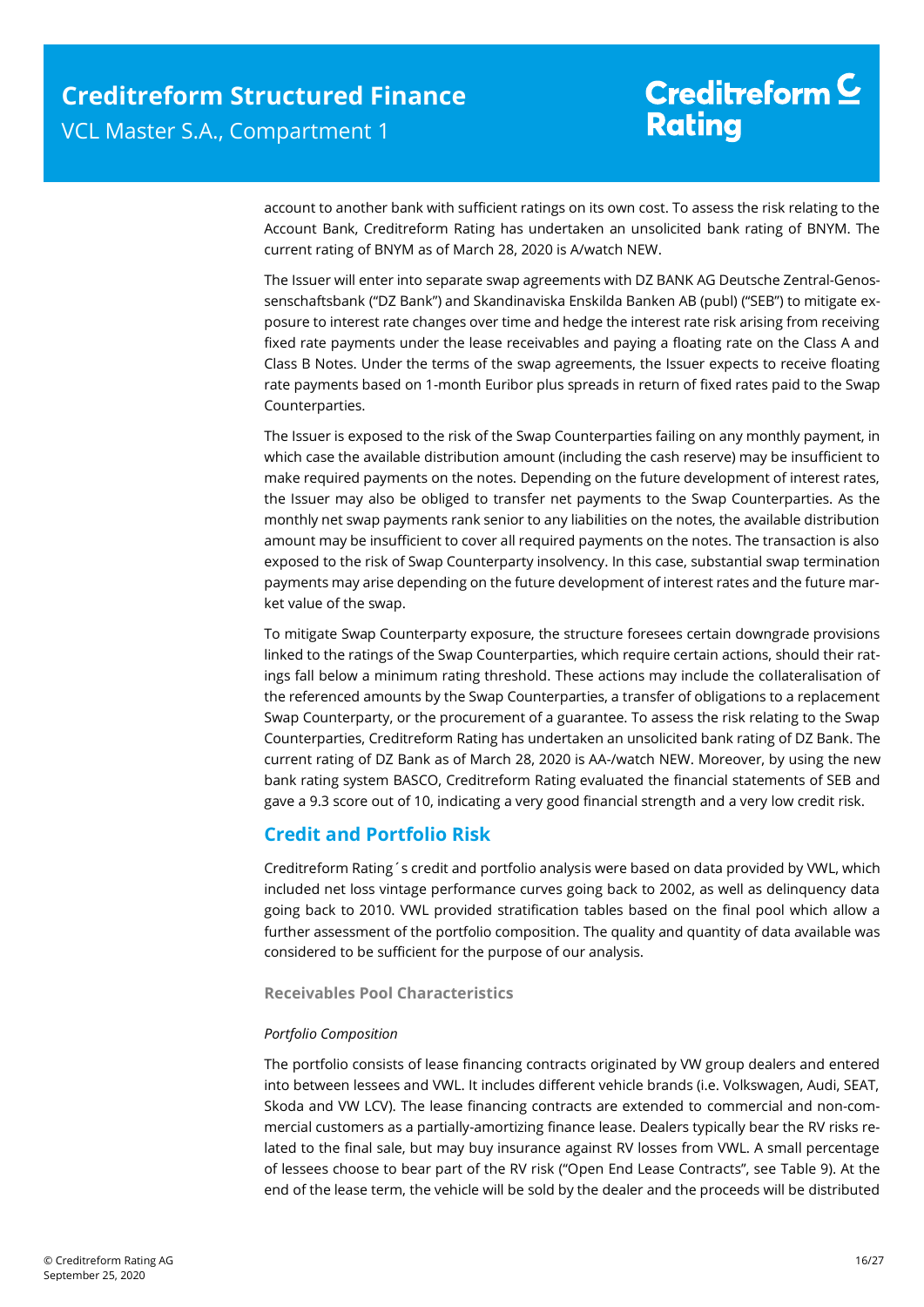account to another bank with sufficient ratings on its own cost. To assess the risk relating to the Account Bank, Creditreform Rating has undertaken an unsolicited bank rating of BNYM. The current rating of BNYM as of March 28, 2020 is A/watch NEW.

The Issuer will enter into separate swap agreements with DZ BANK AG Deutsche Zentral-Genossenschaftsbank ("DZ Bank") and Skandinaviska Enskilda Banken AB (publ) ("SEB") to mitigate exposure to interest rate changes over time and hedge the interest rate risk arising from receiving fixed rate payments under the lease receivables and paying a floating rate on the Class A and Class B Notes. Under the terms of the swap agreements, the Issuer expects to receive floating rate payments based on 1-month Euribor plus spreads in return of fixed rates paid to the Swap Counterparties.

The Issuer is exposed to the risk of the Swap Counterparties failing on any monthly payment, in which case the available distribution amount (including the cash reserve) may be insufficient to make required payments on the notes. Depending on the future development of interest rates, the Issuer may also be obliged to transfer net payments to the Swap Counterparties. As the monthly net swap payments rank senior to any liabilities on the notes, the available distribution amount may be insufficient to cover all required payments on the notes. The transaction is also exposed to the risk of Swap Counterparty insolvency. In this case, substantial swap termination payments may arise depending on the future development of interest rates and the future market value of the swap.

To mitigate Swap Counterparty exposure, the structure foresees certain downgrade provisions linked to the ratings of the Swap Counterparties, which require certain actions, should their ratings fall below a minimum rating threshold. These actions may include the collateralisation of the referenced amounts by the Swap Counterparties, a transfer of obligations to a replacement Swap Counterparty, or the procurement of a guarantee. To assess the risk relating to the Swap Counterparties, Creditreform Rating has undertaken an unsolicited bank rating of DZ Bank. The current rating of DZ Bank as of March 28, 2020 is AA-/watch NEW. Moreover, by using the new bank rating system BASCO, Creditreform Rating evaluated the financial statements of SEB and gave a 9.3 score out of 10, indicating a very good financial strength and a very low credit risk.

## Credit and Portfolio Risk

Creditreform Rating´s credit and portfolio analysis were based on data provided by VWL, which included net loss vintage performance curves going back to 2002, as well as delinquency data going back to 2010. VWL provided stratification tables based on the final pool which allow a further assessment of the portfolio composition. The quality and quantity of data available was considered to be sufficient for the purpose of our analysis.

### Receivables Pool Characteristics

*Portfolio Composition*

The portfolio consists of lease financing contracts originated by VW group dealers and entered into between lessees and VWL. It includes different vehicle brands (i.e. Volkswagen, Audi, SEAT, Skoda and VW LCV). The lease financing contracts are extended to commercial and non-commercial customers as a partially-amortizing finance lease. Dealers typically bear the RV risks related to the final sale, but may buy insurance against RV losses from VWL. A small percentage of lessees choose to bear part of the RV risk ("Open End Lease Contracts", see Table 9). At the end of the lease term, the vehicle will be sold by the dealer and the proceeds will be distributed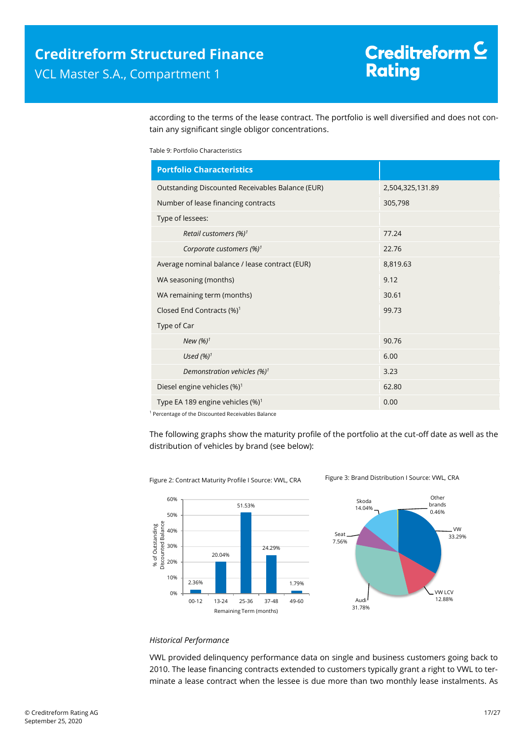according to the terms of the lease contract. The portfolio is well diversified and does not contain any significant single obligor concentrations.

Table 9: Portfolio Characteristics

| Portfolio Characteristics | |
|---|---|
| Outstanding Discounted Receivables Balance (EUR) | 2,504,325,131.89 |
| Number of lease financing contracts | 305,798 |
| Type of lessees: | |
| *Retail customers (%)*[1] | 77.24 |
| *Corporate customers (%)*[1] | 22.76 |
| Average nominal balance / lease contract (EUR) | 8,819.63 |
| WA seasoning (months) | 9.12 |
| WA remaining term (months) | 30.61 |
| Closed End Contracts (%)[1] | 99.73 |
| Type of Car | |
| *New (%)*[1] | 90.76 |
| *Used (%)*[1] | 6.00 |
| *Demonstration vehicles (%)*[1] | 3.23 |
| Diesel engine vehicles (%)[1] | 62.80 |
| Type EA 189 engine vehicles (%)[1] | 0.00 |

[1] Percentage of the Discounted Receivables Balance

The following graphs show the maturity profile of the portfolio at the cut-off date as well as the distribution of vehicles by brand (see below):

Figure 2: Contract Maturity Profile I Source: VWL, CRA

| Remaining Term (months) | % of Outstanding Discounted Balance |
|---|---|
| 00-12 | 2.36% |
| 13-24 | 20.04% |
| 25-36 | 51.53% |
| 37-48 | 24.29% |
| 49-60 | 1.79% |

Figure 3: Brand Distribution I Source: VWL, CRA

| Brand | Share |
|---|---|
| VW | 33.29% |
| VW LCV | 12.88% |
| Audi | 31.78% |
| Seat | 7.56% |
| Skoda | 14.04% |
| Other brands | 0.46% |

*Historical Performance*

VWL provided delinquency performance data on single and business customers going back to 2010. The lease financing contracts extended to customers typically grant a right to VWL to terminate a lease contract when the lessee is due more than two monthly lease instalments. As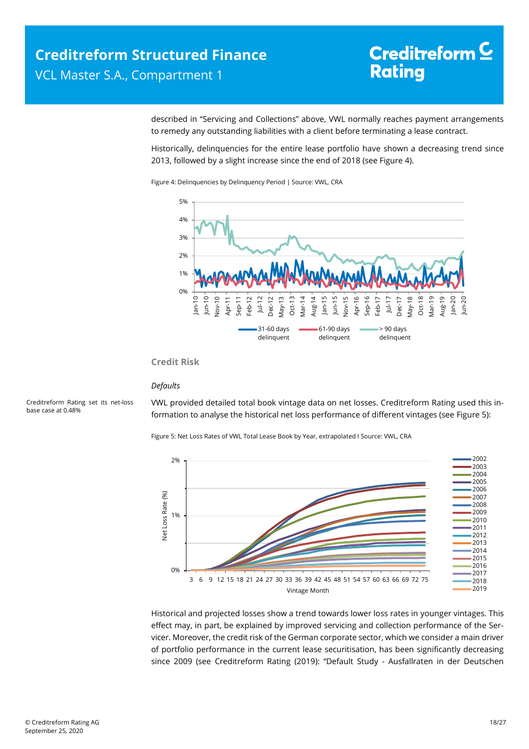described in "Servicing and Collections" above, VWL normally reaches payment arrangements to remedy any outstanding liabilities with a client before terminating a lease contract.

Historically, delinquencies for the entire lease portfolio have shown a decreasing trend since 2013, followed by a slight increase since the end of 2018 (see Figure 4).

Figure 4: Delinquencies by Delinquency Period | Source: VWL, CRA

### Credit Risk

*Defaults*

Creditreform Rating set its net-loss base case at 0.48%

VWL provided detailed total book vintage data on net losses. Creditreform Rating used this information to analyse the historical net loss performance of different vintages (see Figure 5):

Figure 5: Net Loss Rates of VWL Total Lease Book by Year, extrapolated I Source: VWL, CRA

Historical and projected losses show a trend towards lower loss rates in younger vintages. This effect may, in part, be explained by improved servicing and collection performance of the Servicer. Moreover, the credit risk of the German corporate sector, which we consider a main driver of portfolio performance in the current lease securitisation, has been significantly decreasing since 2009 (see Creditreform Rating (2019): "Default Study - Ausfallraten in der Deutschen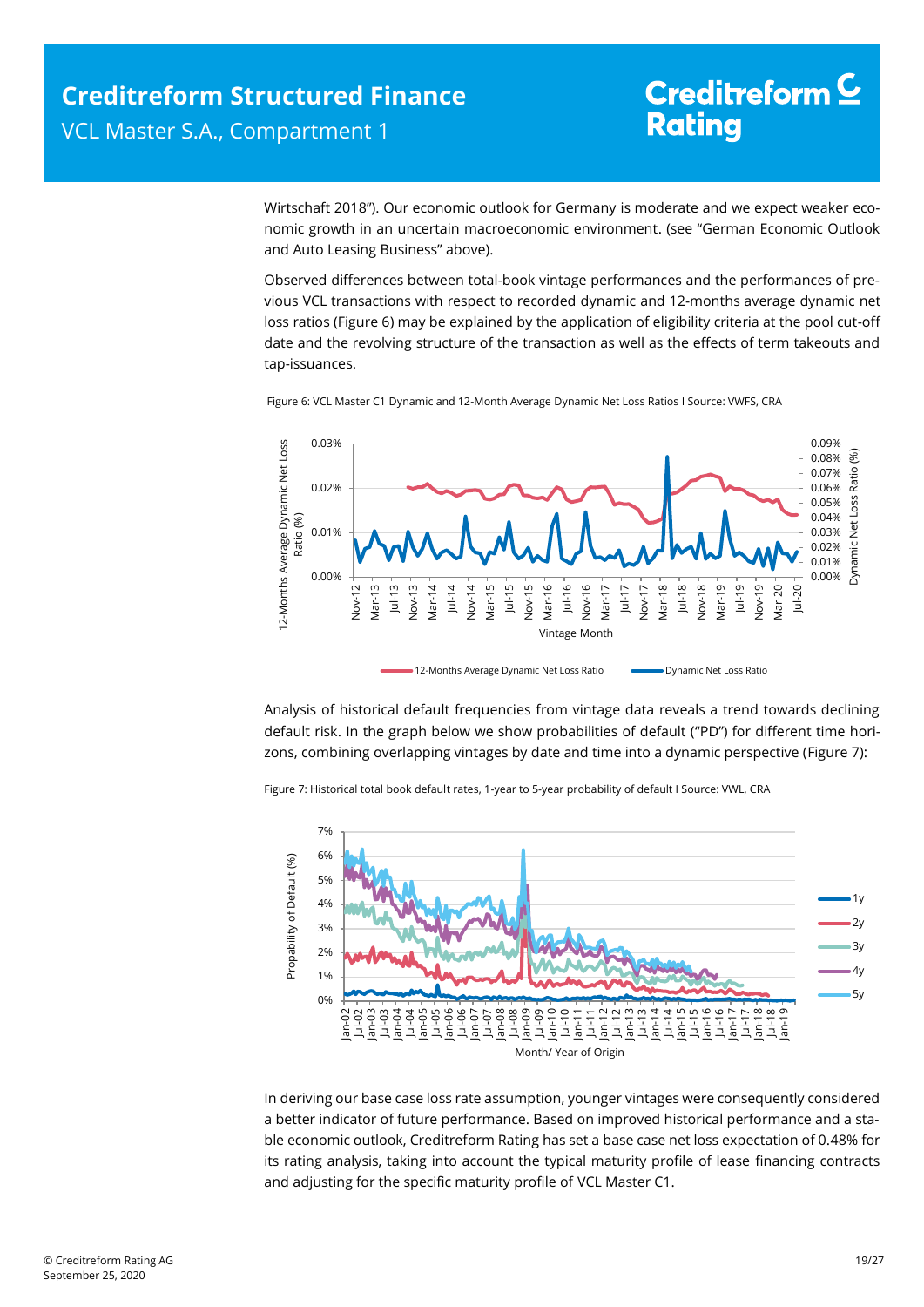Wirtschaft 2018"). Our economic outlook for Germany is moderate and we expect weaker economic growth in an uncertain macroeconomic environment. (see "German Economic Outlook and Auto Leasing Business" above).

Observed differences between total-book vintage performances and the performances of previous VCL transactions with respect to recorded dynamic and 12-months average dynamic net loss ratios (Figure 6) may be explained by the application of eligibility criteria at the pool cut-off date and the revolving structure of the transaction as well as the effects of term takeouts and tap-issuances.

Figure 6: VCL Master C1 Dynamic and 12-Month Average Dynamic Net Loss Ratios I Source: VWFS, CRA

Analysis of historical default frequencies from vintage data reveals a trend towards declining default risk. In the graph below we show probabilities of default ("PD") for different time horizons, combining overlapping vintages by date and time into a dynamic perspective (Figure 7):

Figure 7: Historical total book default rates, 1-year to 5-year probability of default I Source: VWL, CRA

In deriving our base case loss rate assumption, younger vintages were consequently considered a better indicator of future performance. Based on improved historical performance and a stable economic outlook, Creditreform Rating has set a base case net loss expectation of 0.48% for its rating analysis, taking into account the typical maturity profile of lease financing contracts and adjusting for the specific maturity profile of VCL Master C1.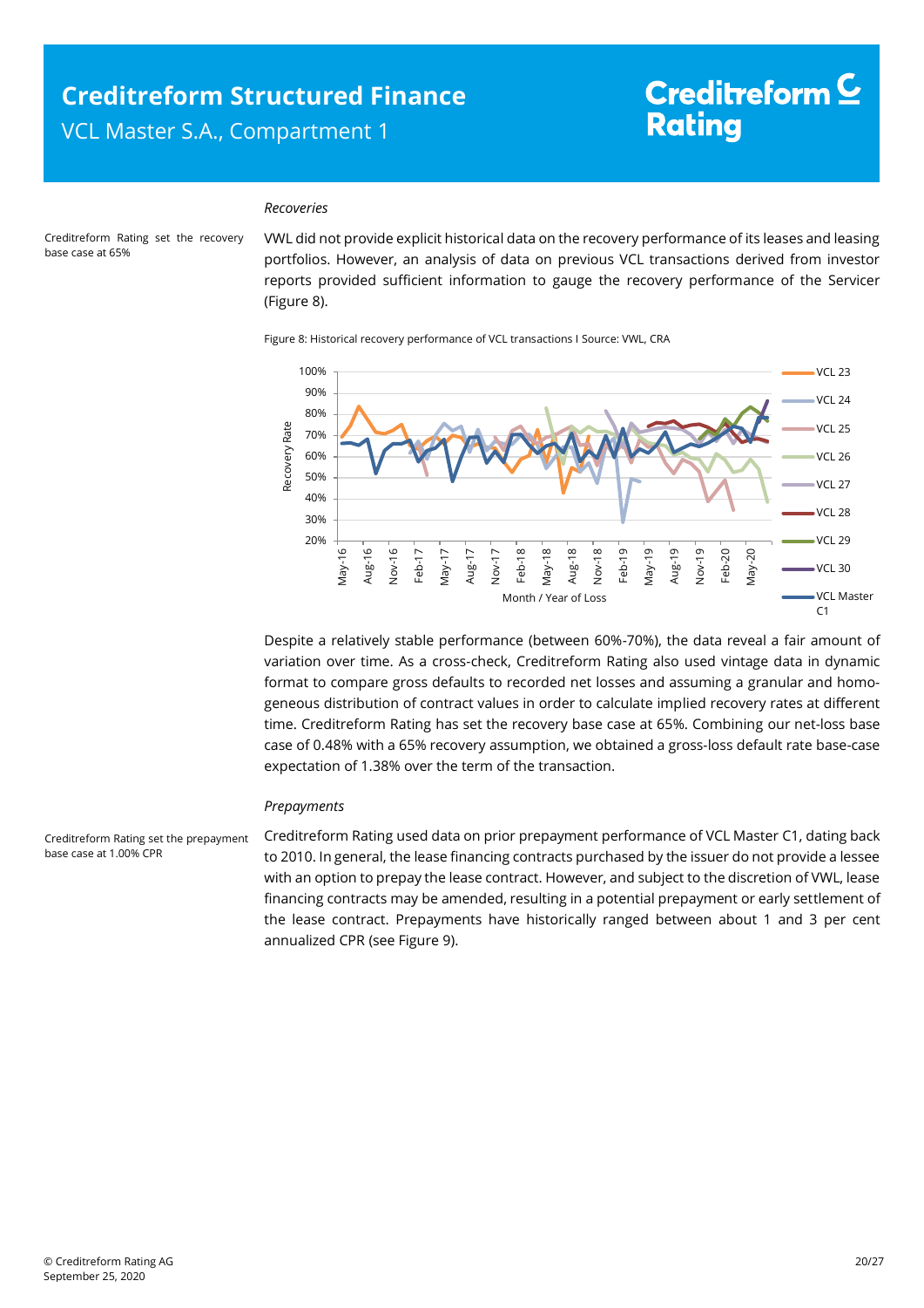### Recoveries

Creditreform Rating set the recovery base case at 65%

VWL did not provide explicit historical data on the recovery performance of its leases and leasing portfolios. However, an analysis of data on previous VCL transactions derived from investor reports provided sufficient information to gauge the recovery performance of the Servicer (Figure 8).

Figure 8: Historical recovery performance of VCL transactions I Source: VWL, CRA

Despite a relatively stable performance (between 60%-70%), the data reveal a fair amount of variation over time. As a cross-check, Creditreform Rating also used vintage data in dynamic format to compare gross defaults to recorded net losses and assuming a granular and homogeneous distribution of contract values in order to calculate implied recovery rates at different time. Creditreform Rating has set the recovery base case at 65%. Combining our net-loss base case of 0.48% with a 65% recovery assumption, we obtained a gross-loss default rate base-case expectation of 1.38% over the term of the transaction.

### Prepayments

Creditreform Rating set the prepayment base case at 1.00% CPR

Creditreform Rating used data on prior prepayment performance of VCL Master C1, dating back to 2010. In general, the lease financing contracts purchased by the issuer do not provide a lessee with an option to prepay the lease contract. However, and subject to the discretion of VWL, lease financing contracts may be amended, resulting in a potential prepayment or early settlement of the lease contract. Prepayments have historically ranged between about 1 and 3 per cent annualized CPR (see Figure 9).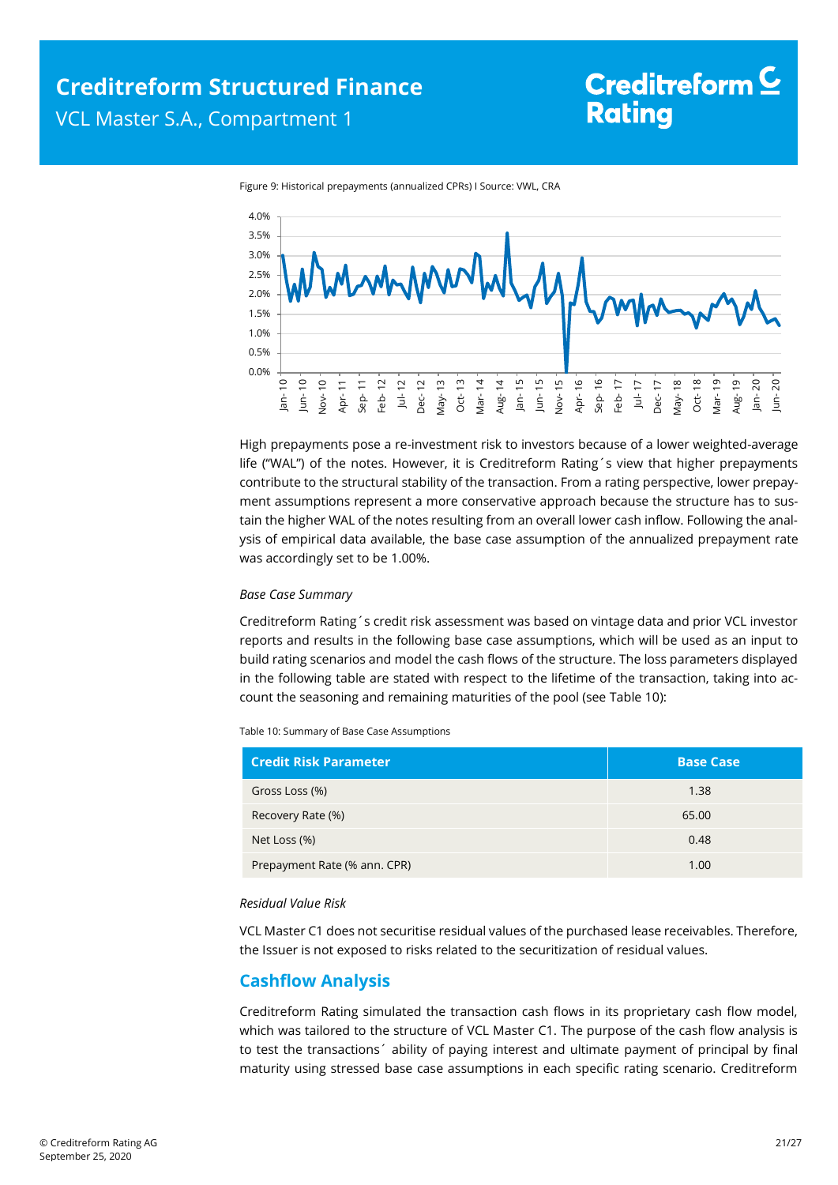Figure 9: Historical prepayments (annualized CPRs) I Source: VWL, CRA

High prepayments pose a re-investment risk to investors because of a lower weighted-average life ("WAL") of the notes. However, it is Creditreform Rating´s view that higher prepayments contribute to the structural stability of the transaction. From a rating perspective, lower prepayment assumptions represent a more conservative approach because the structure has to sustain the higher WAL of the notes resulting from an overall lower cash inflow. Following the analysis of empirical data available, the base case assumption of the annualized prepayment rate was accordingly set to be 1.00%.

*Base Case Summary*

Creditreform Rating´s credit risk assessment was based on vintage data and prior VCL investor reports and results in the following base case assumptions, which will be used as an input to build rating scenarios and model the cash flows of the structure. The loss parameters displayed in the following table are stated with respect to the lifetime of the transaction, taking into account the seasoning and remaining maturities of the pool (see Table 10):

Table 10: Summary of Base Case Assumptions

| Credit Risk Parameter | Base Case |
|---|---|
| Gross Loss (%) | 1.38 |
| Recovery Rate (%) | 65.00 |
| Net Loss (%) | 0.48 |
| Prepayment Rate (% ann. CPR) | 1.00 |

*Residual Value Risk*

VCL Master C1 does not securitise residual values of the purchased lease receivables. Therefore, the Issuer is not exposed to risks related to the securitization of residual values.

## Cashflow Analysis

Creditreform Rating simulated the transaction cash flows in its proprietary cash flow model, which was tailored to the structure of VCL Master C1. The purpose of the cash flow analysis is to test the transactions´ ability of paying interest and ultimate payment of principal by final maturity using stressed base case assumptions in each specific rating scenario. Creditreform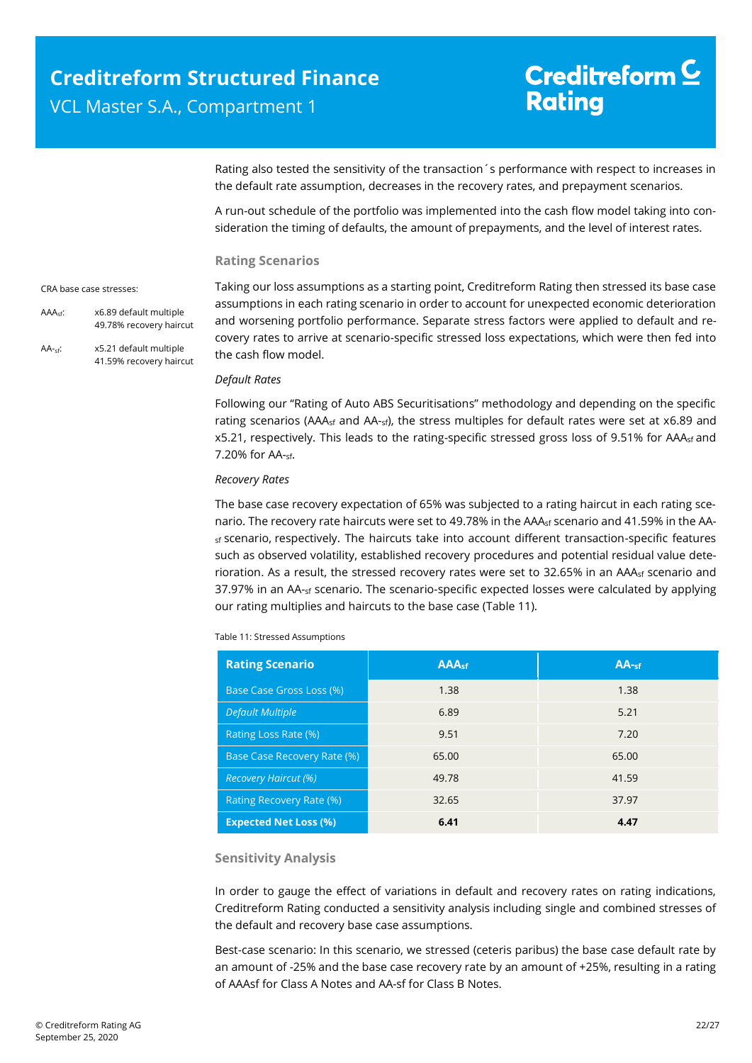Rating also tested the sensitivity of the transaction´s performance with respect to increases in the default rate assumption, decreases in the recovery rates, and prepayment scenarios.

A run-out schedule of the portfolio was implemented into the cash flow model taking into consideration the timing of defaults, the amount of prepayments, and the level of interest rates.

### Rating Scenarios

CRA base case stresses:

$AAA_{sf}$: x6.89 default multiple, 49.78% recovery haircut

$AA-_{sf}$: x5.21 default multiple, 41.59% recovery haircut

Taking our loss assumptions as a starting point, Creditreform Rating then stressed its base case assumptions in each rating scenario in order to account for unexpected economic deterioration and worsening portfolio performance. Separate stress factors were applied to default and recovery rates to arrive at scenario-specific stressed loss expectations, which were then fed into the cash flow model.

*Default Rates*

Following our "Rating of Auto ABS Securitisations" methodology and depending on the specific rating scenarios ($AAA_{sf}$ and $AA-_{sf}$), the stress multiples for default rates were set at x6.89 and x5.21, respectively. This leads to the rating-specific stressed gross loss of 9.51% for $AAA_{sf}$ and 7.20% for $AA-_{sf}$.

*Recovery Rates*

The base case recovery expectation of 65% was subjected to a rating haircut in each rating scenario. The recovery rate haircuts were set to 49.78% in the $AAA_{sf}$ scenario and 41.59% in the $AA-_{sf}$ scenario, respectively. The haircuts take into account different transaction-specific features such as observed volatility, established recovery procedures and potential residual value deterioration. As a result, the stressed recovery rates were set to 32.65% in an $AAA_{sf}$ scenario and 37.97% in an $AA-_{sf}$ scenario. The scenario-specific expected losses were calculated by applying our rating multiplies and haircuts to the base case (Table 11).

Table 11: Stressed Assumptions

| Rating Scenario | $AAA_{sf}$ | $AA-_{sf}$ |
|---|---|---|
| Base Case Gross Loss (%) | 1.38 | 1.38 |
| *Default Multiple* | 6.89 | 5.21 |
| Rating Loss Rate (%) | 9.51 | 7.20 |
| Base Case Recovery Rate (%) | 65.00 | 65.00 |
| *Recovery Haircut (%)* | 49.78 | 41.59 |
| Rating Recovery Rate (%) | 32.65 | 37.97 |
| **Expected Net Loss (%)** | **6.41** | **4.47** |

### Sensitivity Analysis

In order to gauge the effect of variations in default and recovery rates on rating indications, Creditreform Rating conducted a sensitivity analysis including single and combined stresses of the default and recovery base case assumptions.

Best-case scenario: In this scenario, we stressed (ceteris paribus) the base case default rate by an amount of -25% and the base case recovery rate by an amount of +25%, resulting in a rating of AAAsf for Class A Notes and AA-sf for Class B Notes.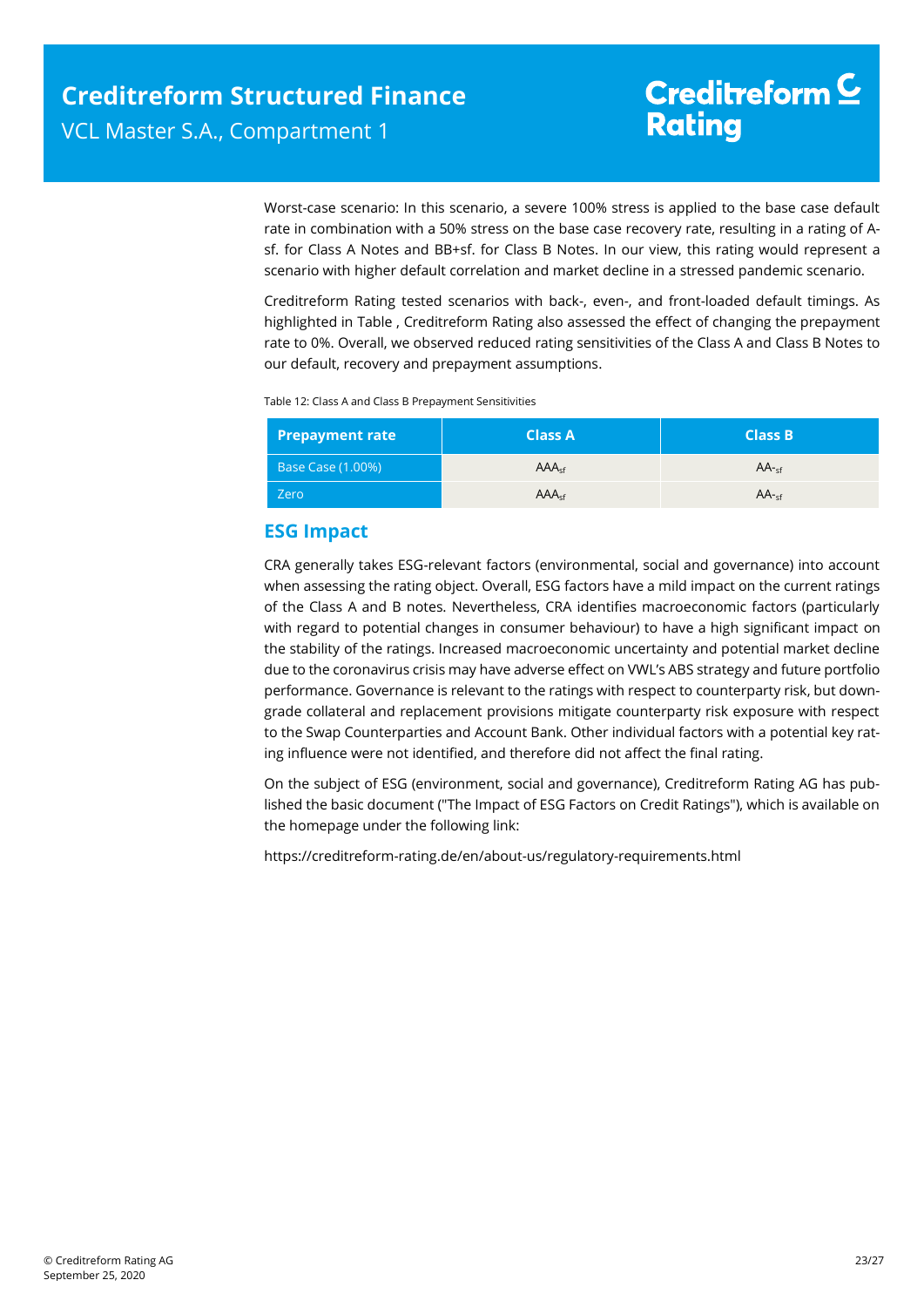Worst-case scenario: In this scenario, a severe 100% stress is applied to the base case default rate in combination with a 50% stress on the base case recovery rate, resulting in a rating of A-sf. for Class A Notes and BB+sf. for Class B Notes. In our view, this rating would represent a scenario with higher default correlation and market decline in a stressed pandemic scenario.

Creditreform Rating tested scenarios with back-, even-, and front-loaded default timings. As highlighted in Table , Creditreform Rating also assessed the effect of changing the prepayment rate to 0%. Overall, we observed reduced rating sensitivities of the Class A and Class B Notes to our default, recovery and prepayment assumptions.

Table 12: Class A and Class B Prepayment Sensitivities

| Prepayment rate | Class A | Class B |
|---|---|---|
| Base Case (1.00%) | $AAA_{sf}$ | $AA-_{sf}$ |
| Zero | $AAA_{sf}$ | $AA-_{sf}$ |

## ESG Impact

CRA generally takes ESG-relevant factors (environmental, social and governance) into account when assessing the rating object. Overall, ESG factors have a mild impact on the current ratings of the Class A and B notes. Nevertheless, CRA identifies macroeconomic factors (particularly with regard to potential changes in consumer behaviour) to have a high significant impact on the stability of the ratings. Increased macroeconomic uncertainty and potential market decline due to the coronavirus crisis may have adverse effect on VWL's ABS strategy and future portfolio performance. Governance is relevant to the ratings with respect to counterparty risk, but downgrade collateral and replacement provisions mitigate counterparty risk exposure with respect to the Swap Counterparties and Account Bank. Other individual factors with a potential key rating influence were not identified, and therefore did not affect the final rating.

On the subject of ESG (environment, social and governance), Creditreform Rating AG has published the basic document ("The Impact of ESG Factors on Credit Ratings"), which is available on the homepage under the following link:

https://creditreform-rating.de/en/about-us/regulatory-requirements.html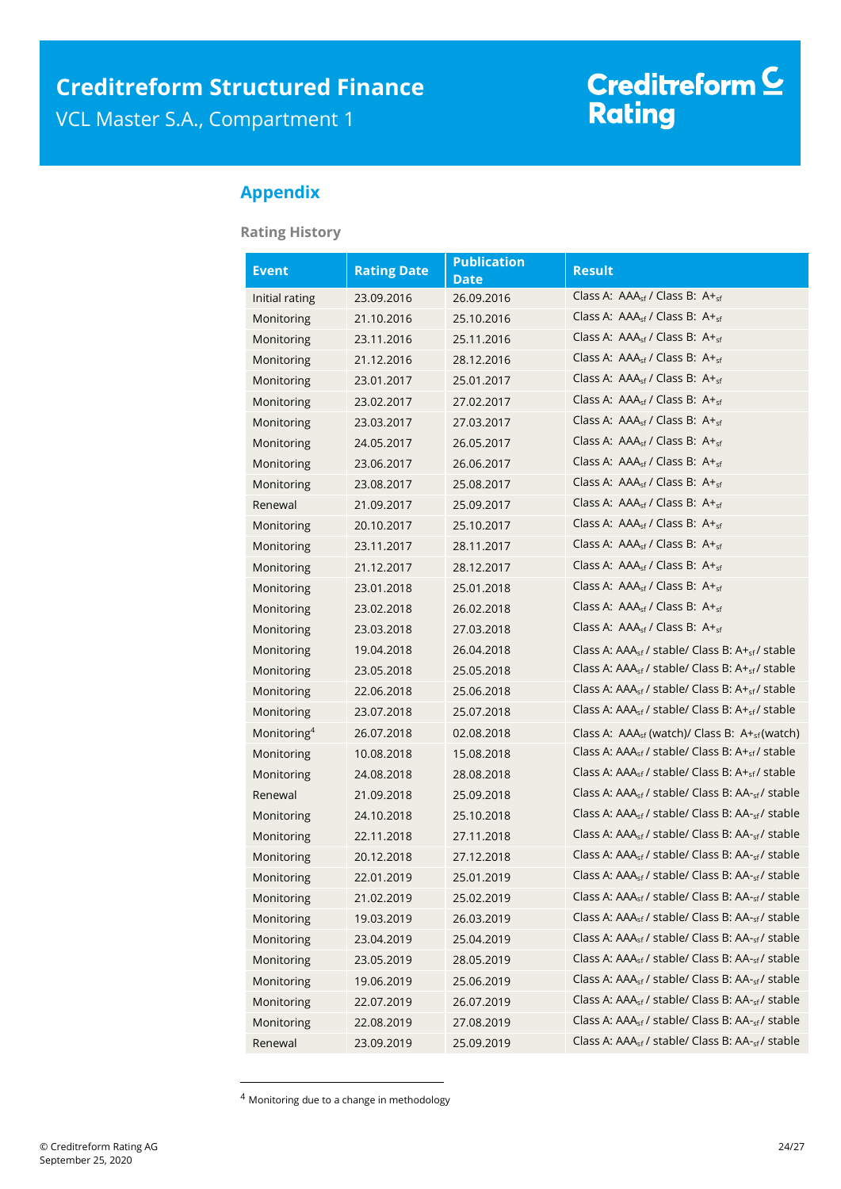## Appendix

### Rating History

| Event | Rating Date | Publication Date | Result |
|---|---|---|---|
| Initial rating | 23.09.2016 | 26.09.2016 | Class A: $AAA_{sf}$ / Class B: $A+_{sf}$ |
| Monitoring | 21.10.2016 | 25.10.2016 | Class A: $AAA_{sf}$ / Class B: $A+_{sf}$ |
| Monitoring | 23.11.2016 | 25.11.2016 | Class A: $AAA_{sf}$ / Class B: $A+_{sf}$ |
| Monitoring | 21.12.2016 | 28.12.2016 | Class A: $AAA_{sf}$ / Class B: $A+_{sf}$ |
| Monitoring | 23.01.2017 | 25.01.2017 | Class A: $AAA_{sf}$ / Class B: $A+_{sf}$ |
| Monitoring | 23.02.2017 | 27.02.2017 | Class A: $AAA_{sf}$ / Class B: $A+_{sf}$ |
| Monitoring | 23.03.2017 | 27.03.2017 | Class A: $AAA_{sf}$ / Class B: $A+_{sf}$ |
| Monitoring | 24.05.2017 | 26.05.2017 | Class A: $AAA_{sf}$ / Class B: $A+_{sf}$ |
| Monitoring | 23.06.2017 | 26.06.2017 | Class A: $AAA_{sf}$ / Class B: $A+_{sf}$ |
| Monitoring | 23.08.2017 | 25.08.2017 | Class A: $AAA_{sf}$ / Class B: $A+_{sf}$ |
| Renewal | 21.09.2017 | 25.09.2017 | Class A: $AAA_{sf}$ / Class B: $A+_{sf}$ |
| Monitoring | 20.10.2017 | 25.10.2017 | Class A: $AAA_{sf}$ / Class B: $A+_{sf}$ |
| Monitoring | 23.11.2017 | 28.11.2017 | Class A: $AAA_{sf}$ / Class B: $A+_{sf}$ |
| Monitoring | 21.12.2017 | 28.12.2017 | Class A: $AAA_{sf}$ / Class B: $A+_{sf}$ |
| Monitoring | 23.01.2018 | 25.01.2018 | Class A: $AAA_{sf}$ / Class B: $A+_{sf}$ |
| Monitoring | 23.02.2018 | 26.02.2018 | Class A: $AAA_{sf}$ / Class B: $A+_{sf}$ |
| Monitoring | 23.03.2018 | 27.03.2018 | Class A: $AAA_{sf}$ / Class B: $A+_{sf}$ |
| Monitoring | 19.04.2018 | 26.04.2018 | Class A: $AAA_{sf}$ / stable/ Class B: $A+_{sf}$/ stable |
| Monitoring | 23.05.2018 | 25.05.2018 | Class A: $AAA_{sf}$ / stable/ Class B: $A+_{sf}$/ stable |
| Monitoring | 22.06.2018 | 25.06.2018 | Class A: $AAA_{sf}$ / stable/ Class B: $A+_{sf}$/ stable |
| Monitoring | 23.07.2018 | 25.07.2018 | Class A: $AAA_{sf}$ / stable/ Class B: $A+_{sf}$/ stable |
| Monitoring[4] | 26.07.2018 | 02.08.2018 | Class A: $AAA_{sf}$ (watch)/ Class B: $A+_{sf}$(watch) |
| Monitoring | 10.08.2018 | 15.08.2018 | Class A: $AAA_{sf}$ / stable/ Class B: $A+_{sf}$/ stable |
| Monitoring | 24.08.2018 | 28.08.2018 | Class A: $AAA_{sf}$ / stable/ Class B: $A+_{sf}$/ stable |
| Renewal | 21.09.2018 | 25.09.2018 | Class A: $AAA_{sf}$ / stable/ Class B: $AA-_{sf}$/ stable |
| Monitoring | 24.10.2018 | 25.10.2018 | Class A: $AAA_{sf}$ / stable/ Class B: $AA-_{sf}$/ stable |
| Monitoring | 22.11.2018 | 27.11.2018 | Class A: $AAA_{sf}$ / stable/ Class B: $AA-_{sf}$/ stable |
| Monitoring | 20.12.2018 | 27.12.2018 | Class A: $AAA_{sf}$ / stable/ Class B: $AA-_{sf}$/ stable |
| Monitoring | 22.01.2019 | 25.01.2019 | Class A: $AAA_{sf}$ / stable/ Class B: $AA-_{sf}$/ stable |
| Monitoring | 21.02.2019 | 25.02.2019 | Class A: $AAA_{sf}$ / stable/ Class B: $AA-_{sf}$/ stable |
| Monitoring | 19.03.2019 | 26.03.2019 | Class A: $AAA_{sf}$ / stable/ Class B: $AA-_{sf}$/ stable |
| Monitoring | 23.04.2019 | 25.04.2019 | Class A: $AAA_{sf}$ / stable/ Class B: $AA-_{sf}$/ stable |
| Monitoring | 23.05.2019 | 28.05.2019 | Class A: $AAA_{sf}$ / stable/ Class B: $AA-_{sf}$/ stable |
| Monitoring | 19.06.2019 | 25.06.2019 | Class A: $AAA_{sf}$ / stable/ Class B: $AA-_{sf}$/ stable |
| Monitoring | 22.07.2019 | 26.07.2019 | Class A: $AAA_{sf}$ / stable/ Class B: $AA-_{sf}$/ stable |
| Monitoring | 22.08.2019 | 27.08.2019 | Class A: $AAA_{sf}$ / stable/ Class B: $AA-_{sf}$/ stable |
| Renewal | 23.09.2019 | 25.09.2019 | Class A: $AAA_{sf}$ / stable/ Class B: $AA-_{sf}$/ stable |

[4] Monitoring due to a change in methodology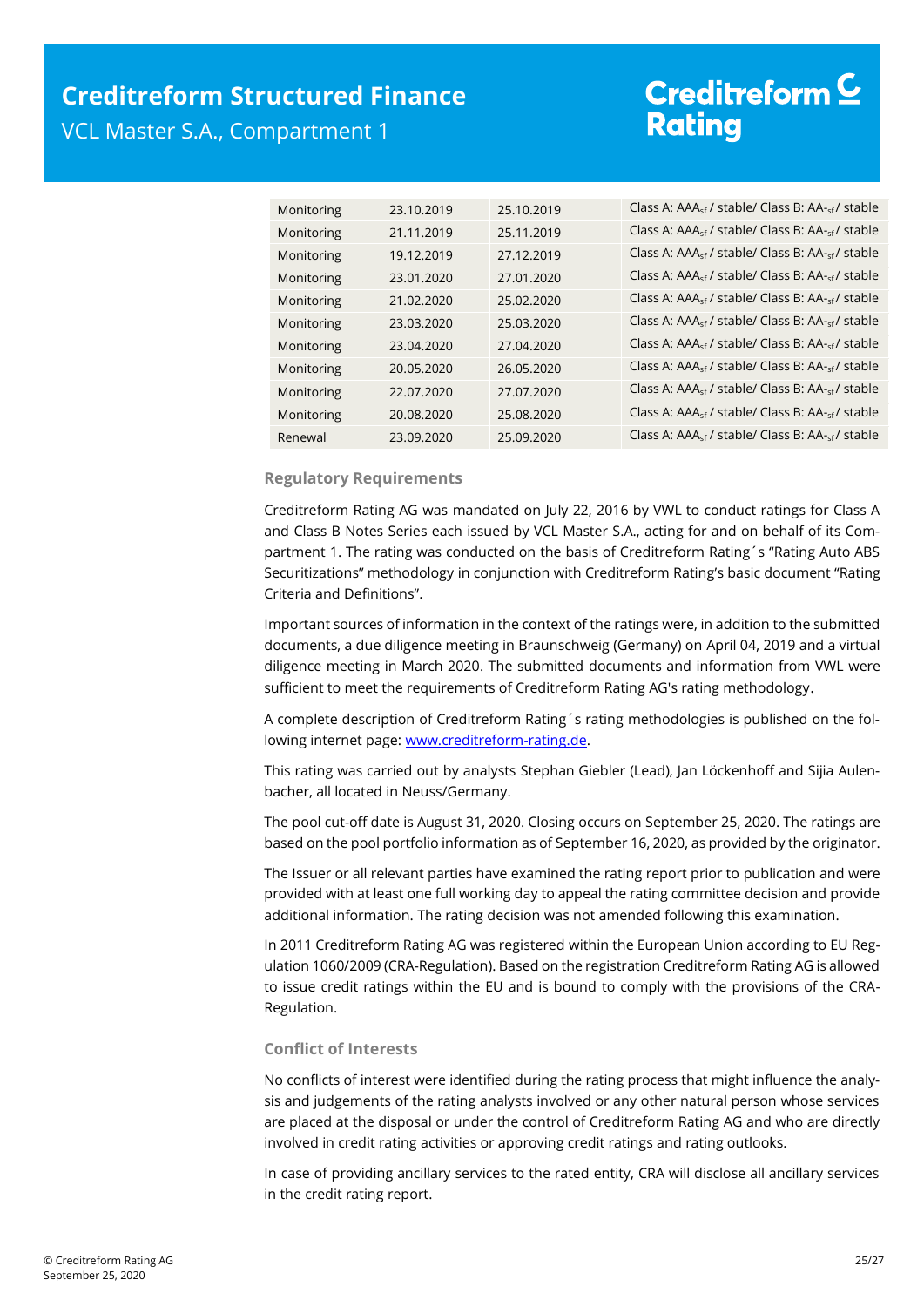| | | | |
|---|---|---|---|
| Monitoring | 23.10.2019 | 25.10.2019 | Class A: $AAA_{sf}$ / stable/ Class B: $AA-_{sf}$ / stable |
| Monitoring | 21.11.2019 | 25.11.2019 | Class A: $AAA_{sf}$ / stable/ Class B: $AA-_{sf}$ / stable |
| Monitoring | 19.12.2019 | 27.12.2019 | Class A: $AAA_{sf}$ / stable/ Class B: $AA-_{sf}$ / stable |
| Monitoring | 23.01.2020 | 27.01.2020 | Class A: $AAA_{sf}$ / stable/ Class B: $AA-_{sf}$ / stable |
| Monitoring | 21.02.2020 | 25.02.2020 | Class A: $AAA_{sf}$ / stable/ Class B: $AA-_{sf}$ / stable |
| Monitoring | 23.03.2020 | 25.03.2020 | Class A: $AAA_{sf}$ / stable/ Class B: $AA-_{sf}$ / stable |
| Monitoring | 23.04.2020 | 27.04.2020 | Class A: $AAA_{sf}$ / stable/ Class B: $AA-_{sf}$ / stable |
| Monitoring | 20.05.2020 | 26.05.2020 | Class A: $AAA_{sf}$ / stable/ Class B: $AA-_{sf}$ / stable |
| Monitoring | 22.07.2020 | 27.07.2020 | Class A: $AAA_{sf}$ / stable/ Class B: $AA-_{sf}$ / stable |
| Monitoring | 20.08.2020 | 25.08.2020 | Class A: $AAA_{sf}$ / stable/ Class B: $AA-_{sf}$ / stable |
| Renewal | 23.09.2020 | 25.09.2020 | Class A: $AAA_{sf}$ / stable/ Class B: $AA-_{sf}$ / stable |

### Regulatory Requirements

Creditreform Rating AG was mandated on July 22, 2016 by VWL to conduct ratings for Class A and Class B Notes Series each issued by VCL Master S.A., acting for and on behalf of its Compartment 1. The rating was conducted on the basis of Creditreform Rating´s "Rating Auto ABS Securitizations" methodology in conjunction with Creditreform Rating's basic document "Rating Criteria and Definitions".

Important sources of information in the context of the ratings were, in addition to the submitted documents, a due diligence meeting in Braunschweig (Germany) on April 04, 2019 and a virtual diligence meeting in March 2020. The submitted documents and information from VWL were sufficient to meet the requirements of Creditreform Rating AG's rating methodology.

A complete description of Creditreform Rating´s rating methodologies is published on the following internet page: [www.creditreform-rating.de](www.creditreform-rating.de).

This rating was carried out by analysts Stephan Giebler (Lead), Jan Löckenhoff and Sijia Aulenbacher, all located in Neuss/Germany.

The pool cut-off date is August 31, 2020. Closing occurs on September 25, 2020. The ratings are based on the pool portfolio information as of September 16, 2020, as provided by the originator.

The Issuer or all relevant parties have examined the rating report prior to publication and were provided with at least one full working day to appeal the rating committee decision and provide additional information. The rating decision was not amended following this examination.

In 2011 Creditreform Rating AG was registered within the European Union according to EU Regulation 1060/2009 (CRA-Regulation). Based on the registration Creditreform Rating AG is allowed to issue credit ratings within the EU and is bound to comply with the provisions of the CRA-Regulation.

### Conflict of Interests

No conflicts of interest were identified during the rating process that might influence the analysis and judgements of the rating analysts involved or any other natural person whose services are placed at the disposal or under the control of Creditreform Rating AG and who are directly involved in credit rating activities or approving credit ratings and rating outlooks.

In case of providing ancillary services to the rated entity, CRA will disclose all ancillary services in the credit rating report.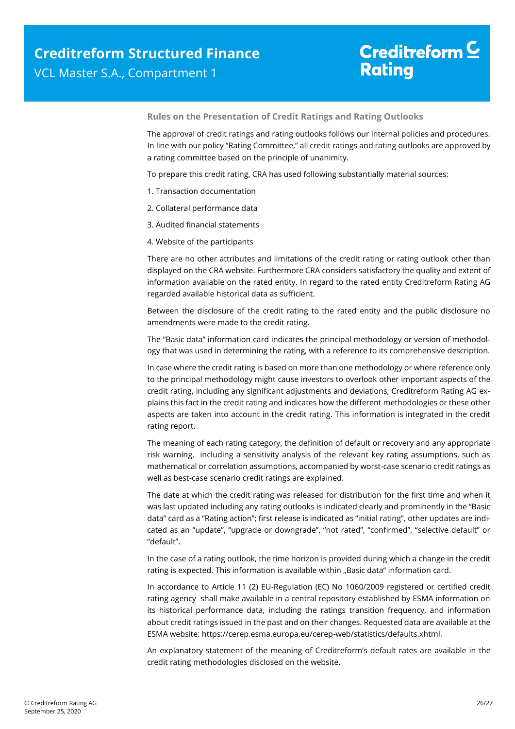## Rules on the Presentation of Credit Ratings and Rating Outlooks

The approval of credit ratings and rating outlooks follows our internal policies and procedures. In line with our policy "Rating Committee," all credit ratings and rating outlooks are approved by a rating committee based on the principle of unanimity.

To prepare this credit rating, CRA has used following substantially material sources:

1. Transaction documentation
2. Collateral performance data
3. Audited financial statements
4. Website of the participants

There are no other attributes and limitations of the credit rating or rating outlook other than displayed on the CRA website. Furthermore CRA considers satisfactory the quality and extent of information available on the rated entity. In regard to the rated entity Creditreform Rating AG regarded available historical data as sufficient.

Between the disclosure of the credit rating to the rated entity and the public disclosure no amendments were made to the credit rating.

The "Basic data" information card indicates the principal methodology or version of methodology that was used in determining the rating, with a reference to its comprehensive description.

In case where the credit rating is based on more than one methodology or where reference only to the principal methodology might cause investors to overlook other important aspects of the credit rating, including any significant adjustments and deviations, Creditreform Rating AG explains this fact in the credit rating and indicates how the different methodologies or these other aspects are taken into account in the credit rating. This information is integrated in the credit rating report.

The meaning of each rating category, the definition of default or recovery and any appropriate risk warning, including a sensitivity analysis of the relevant key rating assumptions, such as mathematical or correlation assumptions, accompanied by worst-case scenario credit ratings as well as best-case scenario credit ratings are explained.

The date at which the credit rating was released for distribution for the first time and when it was last updated including any rating outlooks is indicated clearly and prominently in the "Basic data" card as a "Rating action"; first release is indicated as "initial rating", other updates are indicated as an "update", "upgrade or downgrade", "not rated", "confirmed", "selective default" or "default".

In the case of a rating outlook, the time horizon is provided during which a change in the credit rating is expected. This information is available within „Basic data" information card.

In accordance to Article 11 (2) EU-Regulation (EC) No 1060/2009 registered or certified credit rating agency shall make available in a central repository established by ESMA information on its historical performance data, including the ratings transition frequency, and information about credit ratings issued in the past and on their changes. Requested data are available at the ESMA website: https://cerep.esma.europa.eu/cerep-web/statistics/defaults.xhtml.

An explanatory statement of the meaning of Creditreform's default rates are available in the credit rating methodologies disclosed on the website.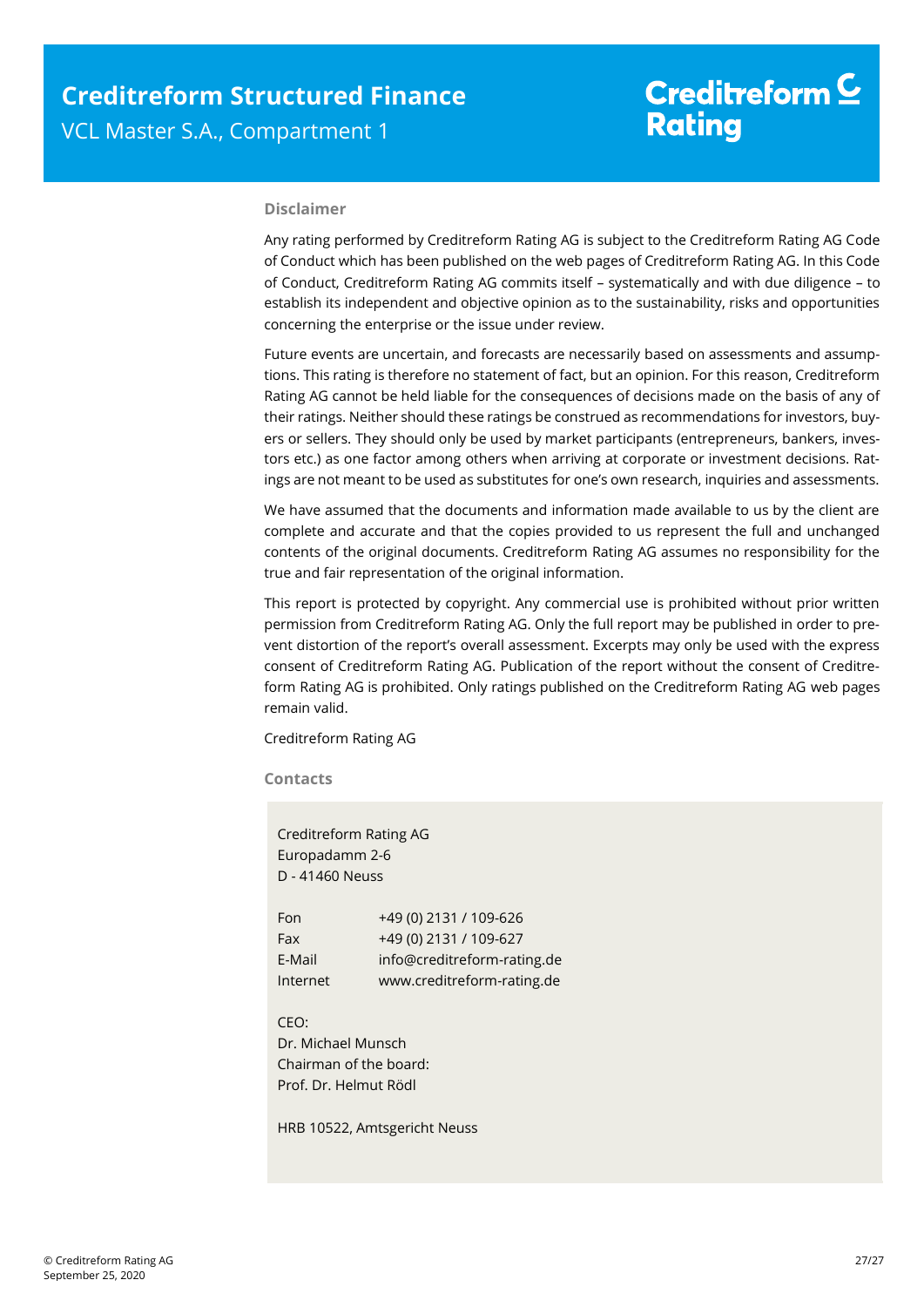## Disclaimer

Any rating performed by Creditreform Rating AG is subject to the Creditreform Rating AG Code of Conduct which has been published on the web pages of Creditreform Rating AG. In this Code of Conduct, Creditreform Rating AG commits itself – systematically and with due diligence – to establish its independent and objective opinion as to the sustainability, risks and opportunities concerning the enterprise or the issue under review.

Future events are uncertain, and forecasts are necessarily based on assessments and assumptions. This rating is therefore no statement of fact, but an opinion. For this reason, Creditreform Rating AG cannot be held liable for the consequences of decisions made on the basis of any of their ratings. Neither should these ratings be construed as recommendations for investors, buyers or sellers. They should only be used by market participants (entrepreneurs, bankers, investors etc.) as one factor among others when arriving at corporate or investment decisions. Ratings are not meant to be used as substitutes for one's own research, inquiries and assessments.

We have assumed that the documents and information made available to us by the client are complete and accurate and that the copies provided to us represent the full and unchanged contents of the original documents. Creditreform Rating AG assumes no responsibility for the true and fair representation of the original information.

This report is protected by copyright. Any commercial use is prohibited without prior written permission from Creditreform Rating AG. Only the full report may be published in order to prevent distortion of the report's overall assessment. Excerpts may only be used with the express consent of Creditreform Rating AG. Publication of the report without the consent of Creditreform Rating AG is prohibited. Only ratings published on the Creditreform Rating AG web pages remain valid.

Creditreform Rating AG

## Contacts

Creditreform Rating AG
Europadamm 2-6
D - 41460 Neuss

| | |
|---|---|
| Fon | +49 (0) 2131 / 109-626 |
| Fax | +49 (0) 2131 / 109-627 |
| E-Mail | info@creditreform-rating.de |
| Internet | www.creditreform-rating.de |

CEO:
Dr. Michael Munsch
Chairman of the board:
Prof. Dr. Helmut Rödl

HRB 10522, Amtsgericht Neuss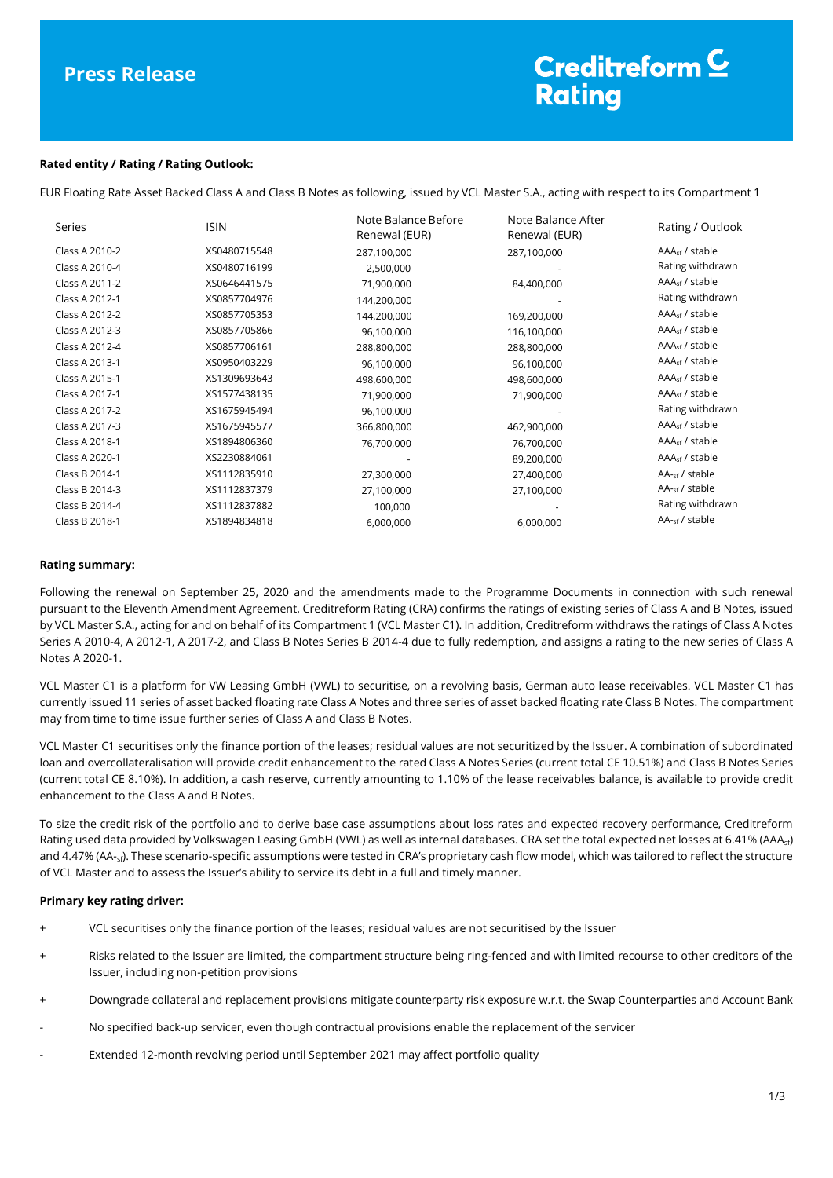# Press Release

**Creditreform Rating**

**Rated entity / Rating / Rating Outlook:**

EUR Floating Rate Asset Backed Class A and Class B Notes as following, issued by VCL Master S.A., acting with respect to its Compartment 1

| Series | ISIN | Note Balance Before Renewal (EUR) | Note Balance After Renewal (EUR) | Rating / Outlook |
|---|---|---|---|---|
| Class A 2010-2 | XS0480715548 | 287,100,000 | 287,100,000 | $AAA_{sf}$ / stable |
| Class A 2010-4 | XS0480716199 | 2,500,000 | - | Rating withdrawn |
| Class A 2011-2 | XS0646441575 | 71,900,000 | 84,400,000 | $AAA_{sf}$ / stable |
| Class A 2012-1 | XS0857704976 | 144,200,000 | - | Rating withdrawn |
| Class A 2012-2 | XS0857705353 | 144,200,000 | 169,200,000 | $AAA_{sf}$ / stable |
| Class A 2012-3 | XS0857705866 | 96,100,000 | 116,100,000 | $AAA_{sf}$ / stable |
| Class A 2012-4 | XS0857706161 | 288,800,000 | 288,800,000 | $AAA_{sf}$ / stable |
| Class A 2013-1 | XS0950403229 | 96,100,000 | 96,100,000 | $AAA_{sf}$ / stable |
| Class A 2015-1 | XS1309693643 | 498,600,000 | 498,600,000 | $AAA_{sf}$ / stable |
| Class A 2017-1 | XS1577438135 | 71,900,000 | 71,900,000 | $AAA_{sf}$ / stable |
| Class A 2017-2 | XS1675945494 | 96,100,000 | - | Rating withdrawn |
| Class A 2017-3 | XS1675945577 | 366,800,000 | 462,900,000 | $AAA_{sf}$ / stable |
| Class A 2018-1 | XS1894806360 | 76,700,000 | 76,700,000 | $AAA_{sf}$ / stable |
| Class A 2020-1 | XS2230884061 | - | 89,200,000 | $AAA_{sf}$ / stable |
| Class B 2014-1 | XS1112835910 | 27,300,000 | 27,400,000 | $AA-_{sf}$ / stable |
| Class B 2014-3 | XS1112837379 | 27,100,000 | 27,100,000 | $AA-_{sf}$ / stable |
| Class B 2014-4 | XS1112837882 | 100,000 | - | Rating withdrawn |
| Class B 2018-1 | XS1894834818 | 6,000,000 | 6,000,000 | $AA-_{sf}$ / stable |

**Rating summary:**

Following the renewal on September 25, 2020 and the amendments made to the Programme Documents in connection with such renewal pursuant to the Eleventh Amendment Agreement, Creditreform Rating (CRA) confirms the ratings of existing series of Class A and B Notes, issued by VCL Master S.A., acting for and on behalf of its Compartment 1 (VCL Master C1). In addition, Creditreform withdraws the ratings of Class A Notes Series A 2010-4, A 2012-1, A 2017-2, and Class B Notes Series B 2014-4 due to fully redemption, and assigns a rating to the new series of Class A Notes A 2020-1.

VCL Master C1 is a platform for VW Leasing GmbH (VWL) to securitise, on a revolving basis, German auto lease receivables. VCL Master C1 has currently issued 11 series of asset backed floating rate Class A Notes and three series of asset backed floating rate Class B Notes. The compartment may from time to time issue further series of Class A and Class B Notes.

VCL Master C1 securitises only the finance portion of the leases; residual values are not securitized by the Issuer. A combination of subordinated loan and overcollateralisation will provide credit enhancement to the rated Class A Notes Series (current total CE 10.51%) and Class B Notes Series (current total CE 8.10%). In addition, a cash reserve, currently amounting to 1.10% of the lease receivables balance, is available to provide credit enhancement to the Class A and B Notes.

To size the credit risk of the portfolio and to derive base case assumptions about loss rates and expected recovery performance, Creditreform Rating used data provided by Volkswagen Leasing GmbH (VWL) as well as internal databases. CRA set the total expected net losses at 6.41% ($AAA_{sf}$) and 4.47% ($AA-_{sf}$). These scenario-specific assumptions were tested in CRA's proprietary cash flow model, which was tailored to reflect the structure of VCL Master and to assess the Issuer's ability to service its debt in a full and timely manner.

**Primary key rating driver:**

- \+ VCL securitises only the finance portion of the leases; residual values are not securitised by the Issuer
- \+ Risks related to the Issuer are limited, the compartment structure being ring-fenced and with limited recourse to other creditors of the Issuer, including non-petition provisions
- \+ Downgrade collateral and replacement provisions mitigate counterparty risk exposure w.r.t. the Swap Counterparties and Account Bank
- \- No specified back-up servicer, even though contractual provisions enable the replacement of the servicer
- \- Extended 12-month revolving period until September 2021 may affect portfolio quality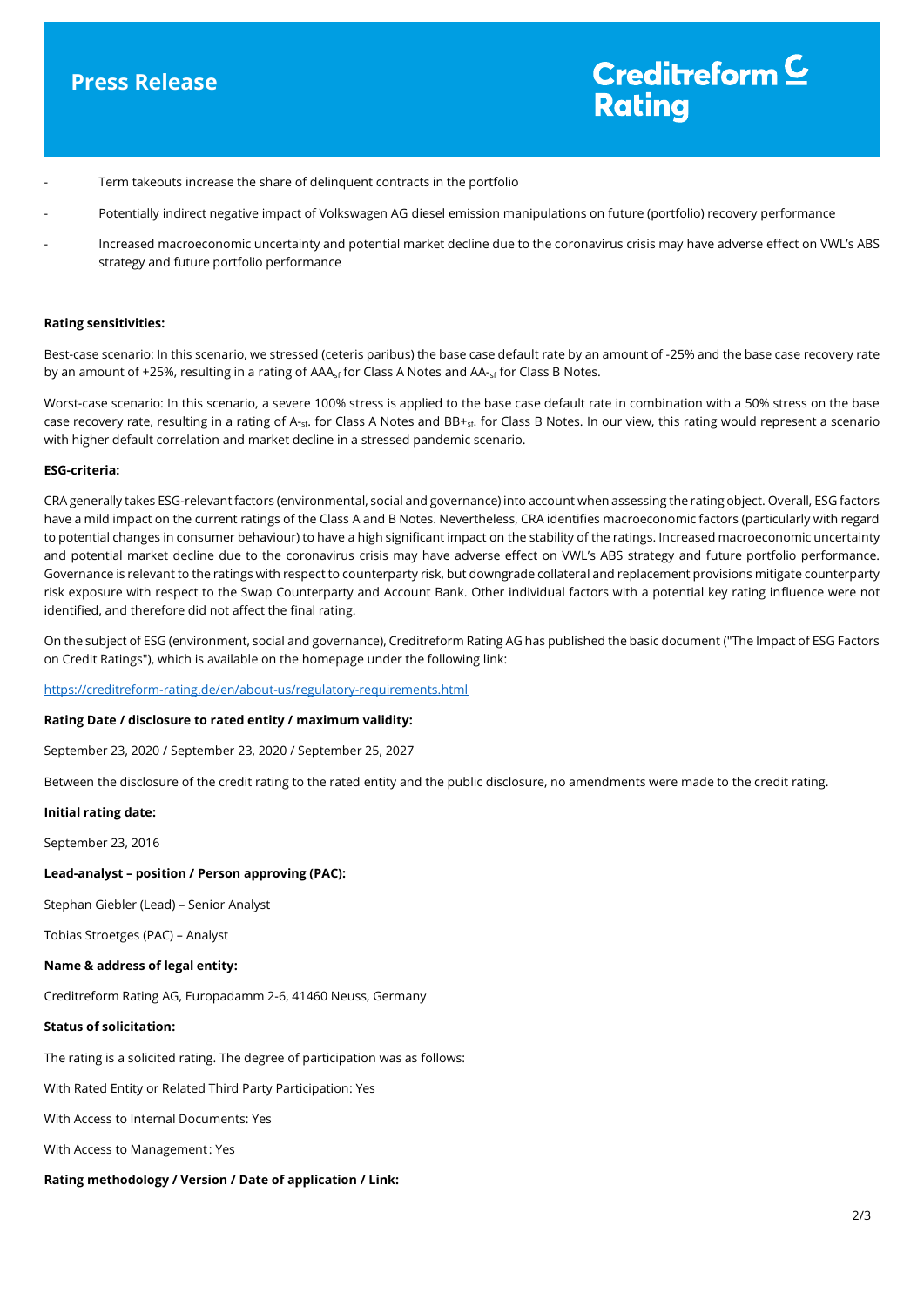- Term takeouts increase the share of delinquent contracts in the portfolio
- Potentially indirect negative impact of Volkswagen AG diesel emission manipulations on future (portfolio) recovery performance
- Increased macroeconomic uncertainty and potential market decline due to the coronavirus crisis may have adverse effect on VWL's ABS strategy and future portfolio performance

**Rating sensitivities:**

Best-case scenario: In this scenario, we stressed (ceteris paribus) the base case default rate by an amount of -25% and the base case recovery rate by an amount of +25%, resulting in a rating of $AAA_{sf}$ for Class A Notes and $AA-_{sf}$ for Class B Notes.

Worst-case scenario: In this scenario, a severe 100% stress is applied to the base case default rate in combination with a 50% stress on the base case recovery rate, resulting in a rating of $A-_{sf}$ for Class A Notes and $BB+_{sf}$ for Class B Notes. In our view, this rating would represent a scenario with higher default correlation and market decline in a stressed pandemic scenario.

**ESG-criteria:**

CRA generally takes ESG-relevant factors (environmental, social and governance) into account when assessing the rating object. Overall, ESG factors have a mild impact on the current ratings of the Class A and B Notes. Nevertheless, CRA identifies macroeconomic factors (particularly with regard to potential changes in consumer behaviour) to have a high significant impact on the stability of the ratings. Increased macroeconomic uncertainty and potential market decline due to the coronavirus crisis may have adverse effect on VWL's ABS strategy and future portfolio performance. Governance is relevant to the ratings with respect to counterparty risk, but downgrade collateral and replacement provisions mitigate counterparty risk exposure with respect to the Swap Counterparty and Account Bank. Other individual factors with a potential key rating influence were not identified, and therefore did not affect the final rating.

On the subject of ESG (environment, social and governance), Creditreform Rating AG has published the basic document ("The Impact of ESG Factors on Credit Ratings"), which is available on the homepage under the following link:

https://creditreform-rating.de/en/about-us/regulatory-requirements.html

**Rating Date / disclosure to rated entity / maximum validity:**

September 23, 2020 / September 23, 2020 / September 25, 2027

Between the disclosure of the credit rating to the rated entity and the public disclosure, no amendments were made to the credit rating.

**Initial rating date:**

September 23, 2016

**Lead-analyst – position / Person approving (PAC):**

Stephan Giebler (Lead) – Senior Analyst

Tobias Stroetges (PAC) – Analyst

**Name & address of legal entity:**

Creditreform Rating AG, Europadamm 2-6, 41460 Neuss, Germany

**Status of solicitation:**

The rating is a solicited rating. The degree of participation was as follows:

With Rated Entity or Related Third Party Participation: Yes

With Access to Internal Documents: Yes

With Access to Management: Yes

**Rating methodology / Version / Date of application / Link:**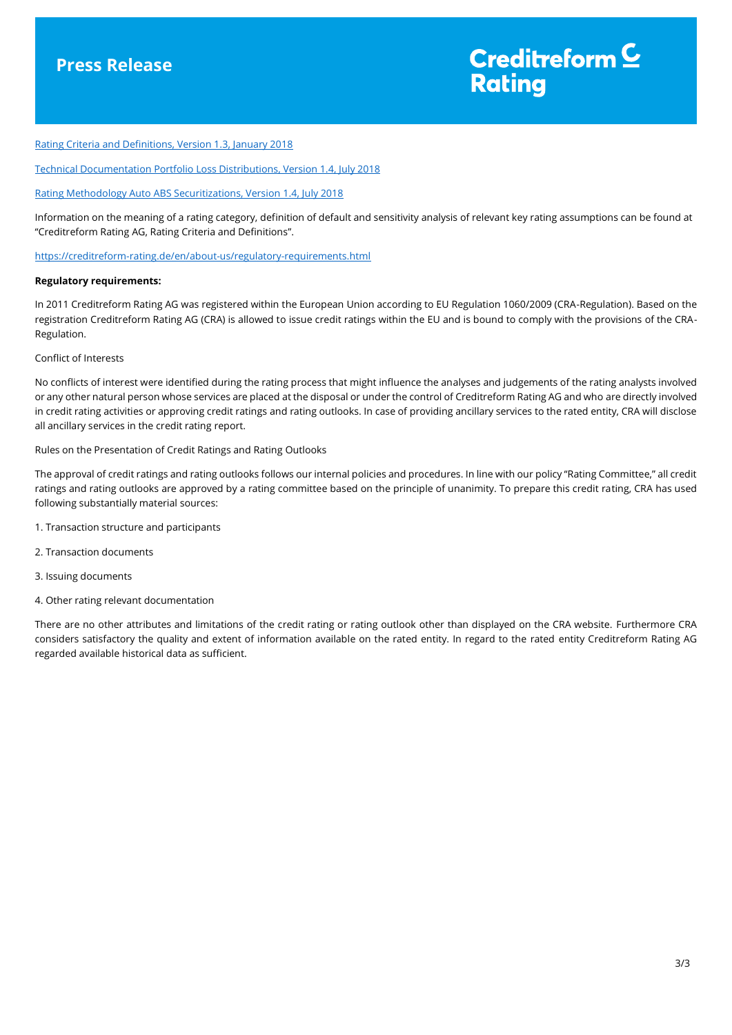Rating Criteria and Definitions, Version 1.3, January 2018

Technical Documentation Portfolio Loss Distributions, Version 1.4, July 2018

Rating Methodology Auto ABS Securitizations, Version 1.4, July 2018

Information on the meaning of a rating category, definition of default and sensitivity analysis of relevant key rating assumptions can be found at "Creditreform Rating AG, Rating Criteria and Definitions".

https://creditreform-rating.de/en/about-us/regulatory-requirements.html

**Regulatory requirements:**

In 2011 Creditreform Rating AG was registered within the European Union according to EU Regulation 1060/2009 (CRA-Regulation). Based on the registration Creditreform Rating AG (CRA) is allowed to issue credit ratings within the EU and is bound to comply with the provisions of the CRA-Regulation.

Conflict of Interests

No conflicts of interest were identified during the rating process that might influence the analyses and judgements of the rating analysts involved or any other natural person whose services are placed at the disposal or under the control of Creditreform Rating AG and who are directly involved in credit rating activities or approving credit ratings and rating outlooks. In case of providing ancillary services to the rated entity, CRA will disclose all ancillary services in the credit rating report.

Rules on the Presentation of Credit Ratings and Rating Outlooks

The approval of credit ratings and rating outlooks follows our internal policies and procedures. In line with our policy "Rating Committee," all credit ratings and rating outlooks are approved by a rating committee based on the principle of unanimity. To prepare this credit rating, CRA has used following substantially material sources:

1. Transaction structure and participants

2. Transaction documents

3. Issuing documents

4. Other rating relevant documentation

There are no other attributes and limitations of the credit rating or rating outlook other than displayed on the CRA website. Furthermore CRA considers satisfactory the quality and extent of information available on the rated entity. In regard to the rated entity Creditreform Rating AG regarded available historical data as sufficient.